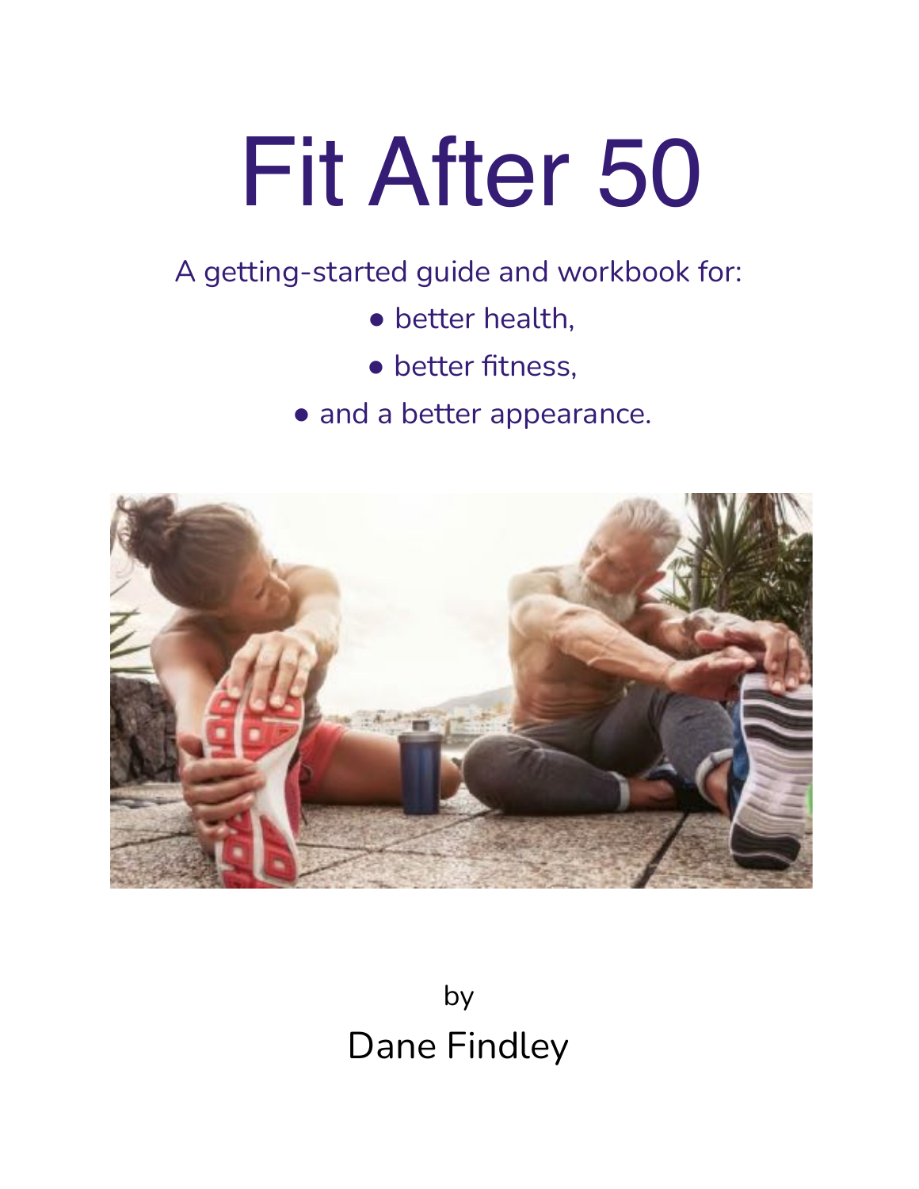# Fit After 50

A getting-started guide and workbook for:

- better health,
- better fitness,
- and a better appearance.

by

Dane Findley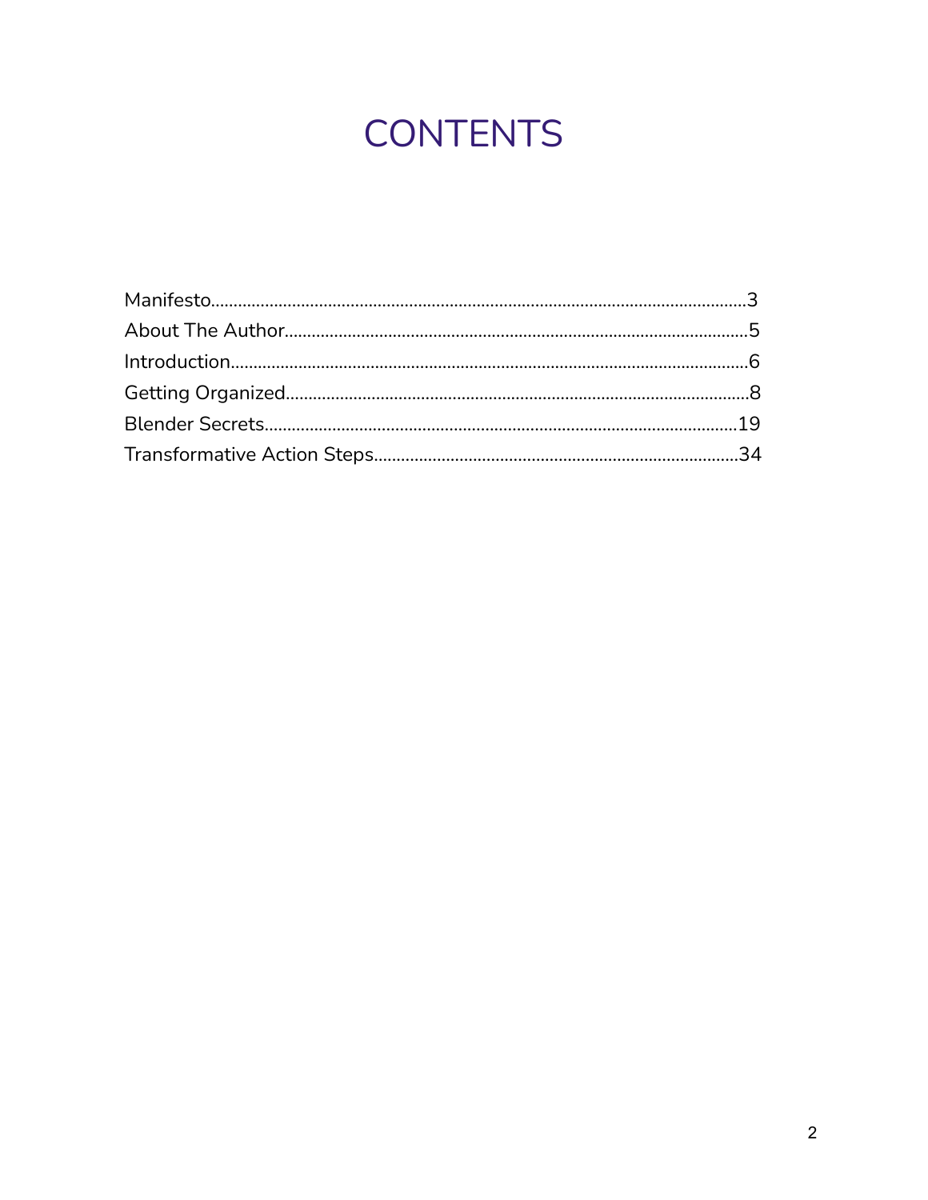# CONTENTS

Manifesto....................................................................................................................3
About The Author......................................................................................................5
Introduction.................................................................................................................6
Getting Organized.....................................................................................................8
Blender Secrets.......................................................................................................19
Transformative Action Steps................................................................................34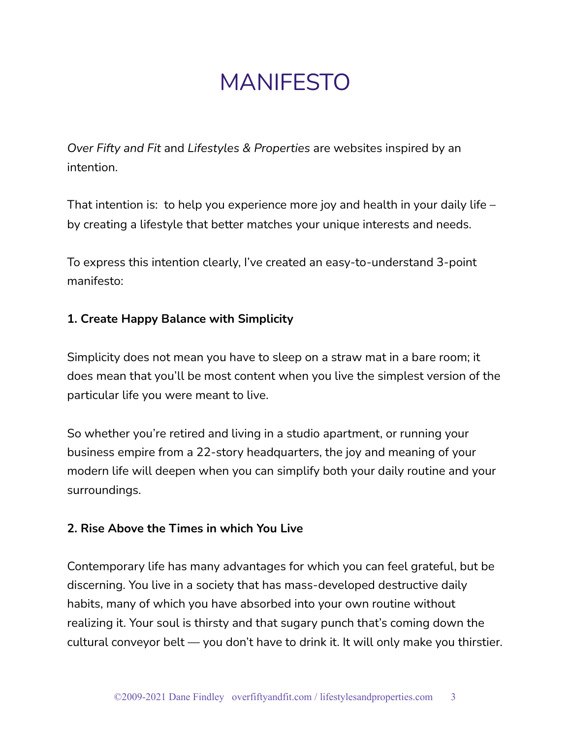# MANIFESTO

*Over Fifty and Fit* and *Lifestyles & Properties* are websites inspired by an intention.

That intention is:  to help you experience more joy and health in your daily life – by creating a lifestyle that better matches your unique interests and needs.

To express this intention clearly, I've created an easy-to-understand 3-point manifesto:

**1. Create Happy Balance with Simplicity**

Simplicity does not mean you have to sleep on a straw mat in a bare room; it does mean that you'll be most content when you live the simplest version of the particular life you were meant to live.

So whether you're retired and living in a studio apartment, or running your business empire from a 22-story headquarters, the joy and meaning of your modern life will deepen when you can simplify both your daily routine and your surroundings.

**2. Rise Above the Times in which You Live**

Contemporary life has many advantages for which you can feel grateful, but be discerning. You live in a society that has mass-developed destructive daily habits, many of which you have absorbed into your own routine without realizing it. Your soul is thirsty and that sugary punch that's coming down the cultural conveyor belt — you don't have to drink it. It will only make you thirstier.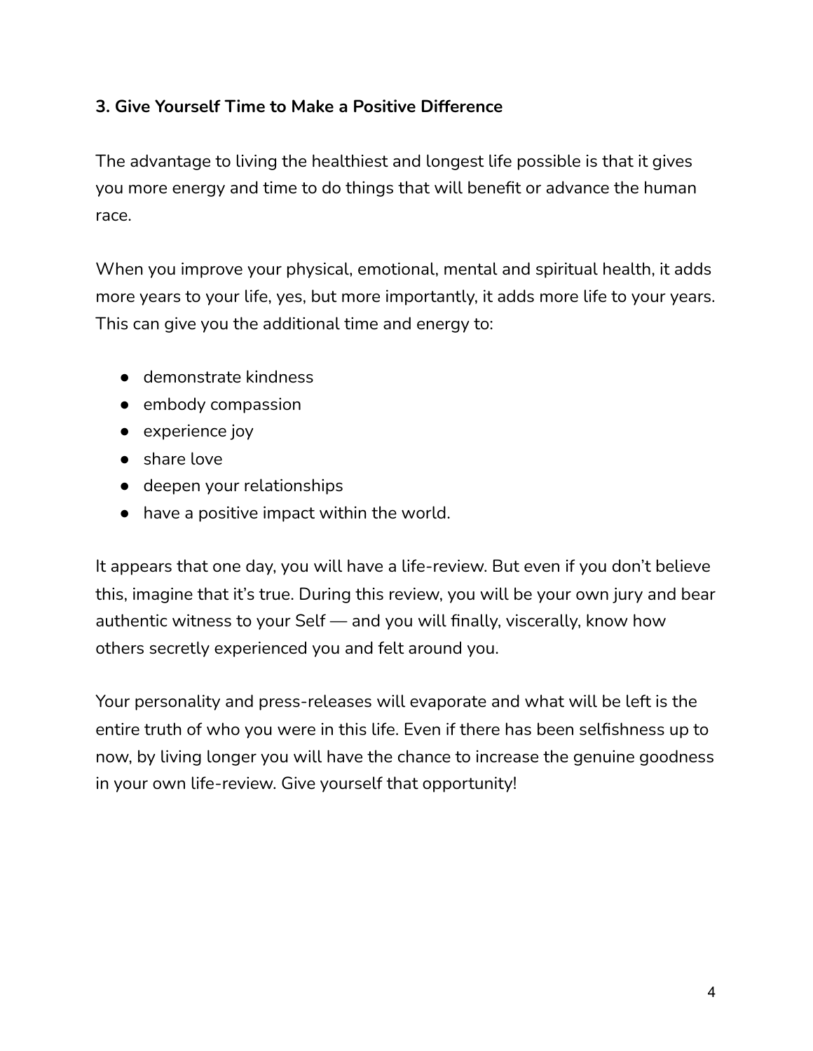### 3. Give Yourself Time to Make a Positive Difference

The advantage to living the healthiest and longest life possible is that it gives you more energy and time to do things that will benefit or advance the human race.

When you improve your physical, emotional, mental and spiritual health, it adds more years to your life, yes, but more importantly, it adds more life to your years. This can give you the additional time and energy to:

- demonstrate kindness
- embody compassion
- experience joy
- share love
- deepen your relationships
- have a positive impact within the world.

It appears that one day, you will have a life-review. But even if you don't believe this, imagine that it's true. During this review, you will be your own jury and bear authentic witness to your Self — and you will finally, viscerally, know how others secretly experienced you and felt around you.

Your personality and press-releases will evaporate and what will be left is the entire truth of who you were in this life. Even if there has been selfishness up to now, by living longer you will have the chance to increase the genuine goodness in your own life-review. Give yourself that opportunity!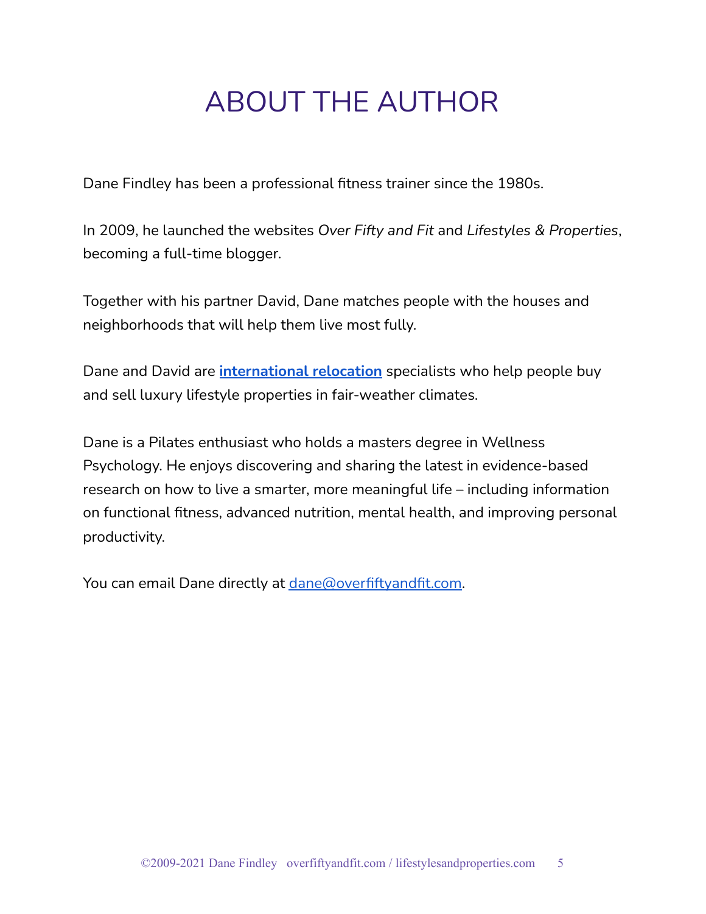# ABOUT THE AUTHOR

Dane Findley has been a professional fitness trainer since the 1980s.

In 2009, he launched the websites *Over Fifty and Fit* and *Lifestyles & Properties*, becoming a full-time blogger.

Together with his partner David, Dane matches people with the houses and neighborhoods that will help them live most fully.

Dane and David are **international relocation** specialists who help people buy and sell luxury lifestyle properties in fair-weather climates.

Dane is a Pilates enthusiast who holds a masters degree in Wellness Psychology. He enjoys discovering and sharing the latest in evidence-based research on how to live a smarter, more meaningful life – including information on functional fitness, advanced nutrition, mental health, and improving personal productivity.

You can email Dane directly at dane@overfiftyandfit.com.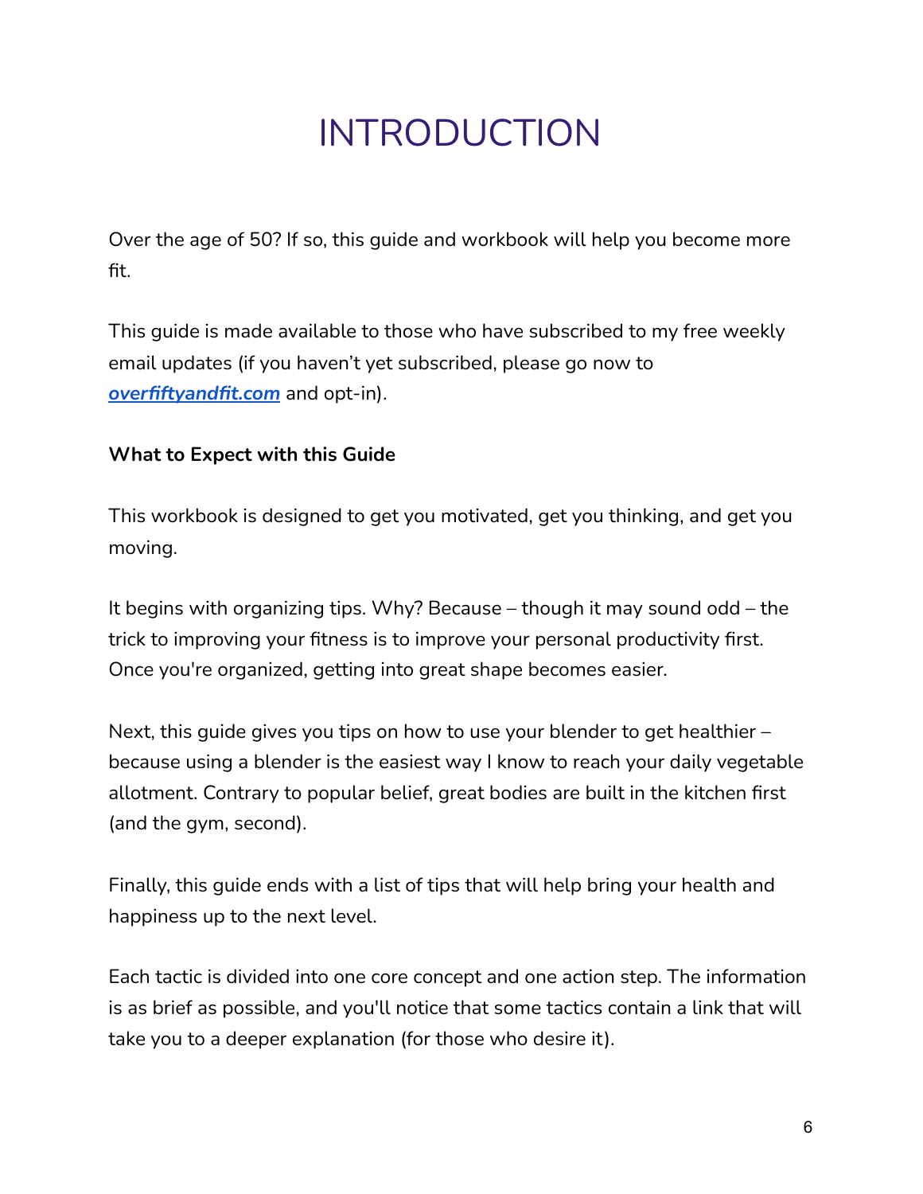# INTRODUCTION

Over the age of 50? If so, this guide and workbook will help you become more fit.

This guide is made available to those who have subscribed to my free weekly email updates (if you haven't yet subscribed, please go now to ***overfiftyandfit.com*** and opt-in).

**What to Expect with this Guide**

This workbook is designed to get you motivated, get you thinking, and get you moving.

It begins with organizing tips. Why? Because – though it may sound odd – the trick to improving your fitness is to improve your personal productivity first. Once you're organized, getting into great shape becomes easier.

Next, this guide gives you tips on how to use your blender to get healthier – because using a blender is the easiest way I know to reach your daily vegetable allotment. Contrary to popular belief, great bodies are built in the kitchen first (and the gym, second).

Finally, this guide ends with a list of tips that will help bring your health and happiness up to the next level.

Each tactic is divided into one core concept and one action step. The information is as brief as possible, and you'll notice that some tactics contain a link that will take you to a deeper explanation (for those who desire it).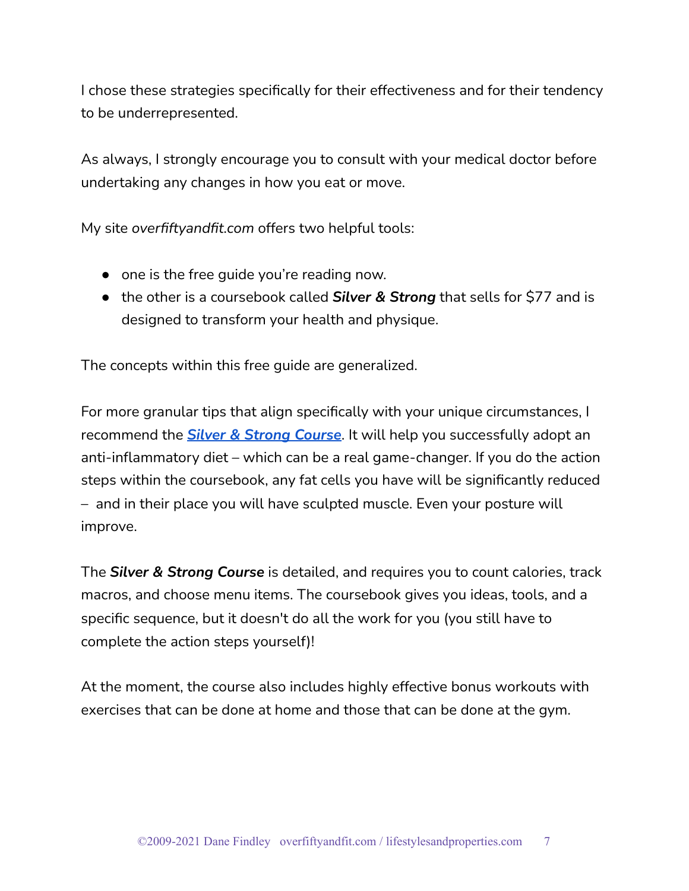I chose these strategies specifically for their effectiveness and for their tendency to be underrepresented.

As always, I strongly encourage you to consult with your medical doctor before undertaking any changes in how you eat or move.

My site *overfiftyandfit.com* offers two helpful tools:

- one is the free guide you're reading now.
- the other is a coursebook called ***Silver & Strong*** that sells for $77 and is designed to transform your health and physique.

The concepts within this free guide are generalized.

For more granular tips that align specifically with your unique circumstances, I recommend the ***Silver & Strong Course***. It will help you successfully adopt an anti-inflammatory diet – which can be a real game-changer. If you do the action steps within the coursebook, any fat cells you have will be significantly reduced – and in their place you will have sculpted muscle. Even your posture will improve.

The ***Silver & Strong Course*** is detailed, and requires you to count calories, track macros, and choose menu items. The coursebook gives you ideas, tools, and a specific sequence, but it doesn't do all the work for you (you still have to complete the action steps yourself)!

At the moment, the course also includes highly effective bonus workouts with exercises that can be done at home and those that can be done at the gym.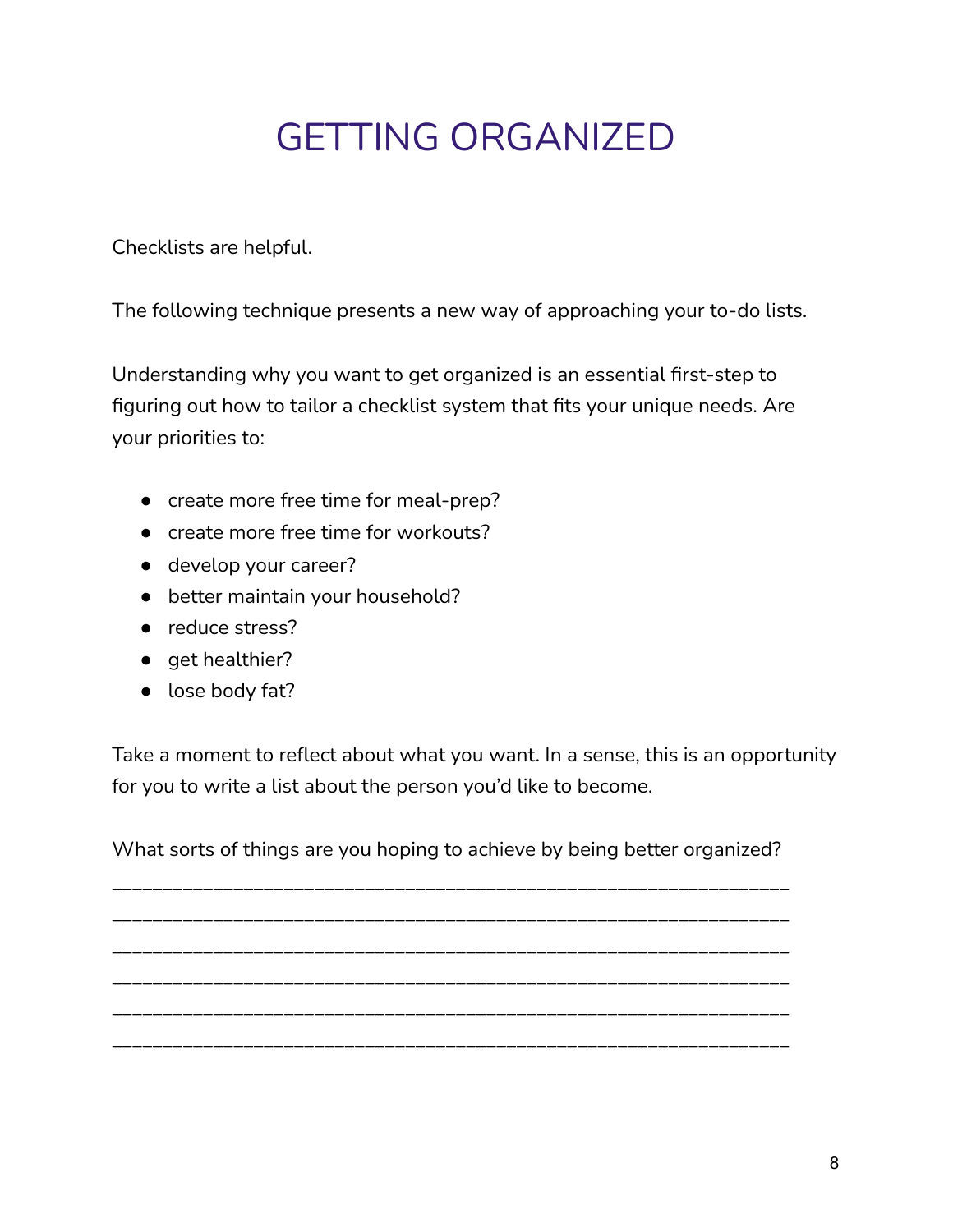# GETTING ORGANIZED

Checklists are helpful.

The following technique presents a new way of approaching your to-do lists.

Understanding why you want to get organized is an essential first-step to figuring out how to tailor a checklist system that fits your unique needs. Are your priorities to:

- create more free time for meal-prep?
- create more free time for workouts?
- develop your career?
- better maintain your household?
- reduce stress?
- get healthier?
- lose body fat?

Take a moment to reflect about what you want. In a sense, this is an opportunity for you to write a list about the person you'd like to become.

What sorts of things are you hoping to achieve by being better organized?

_______________________________________________________________

_______________________________________________________________

_______________________________________________________________

_______________________________________________________________

_______________________________________________________________

_______________________________________________________________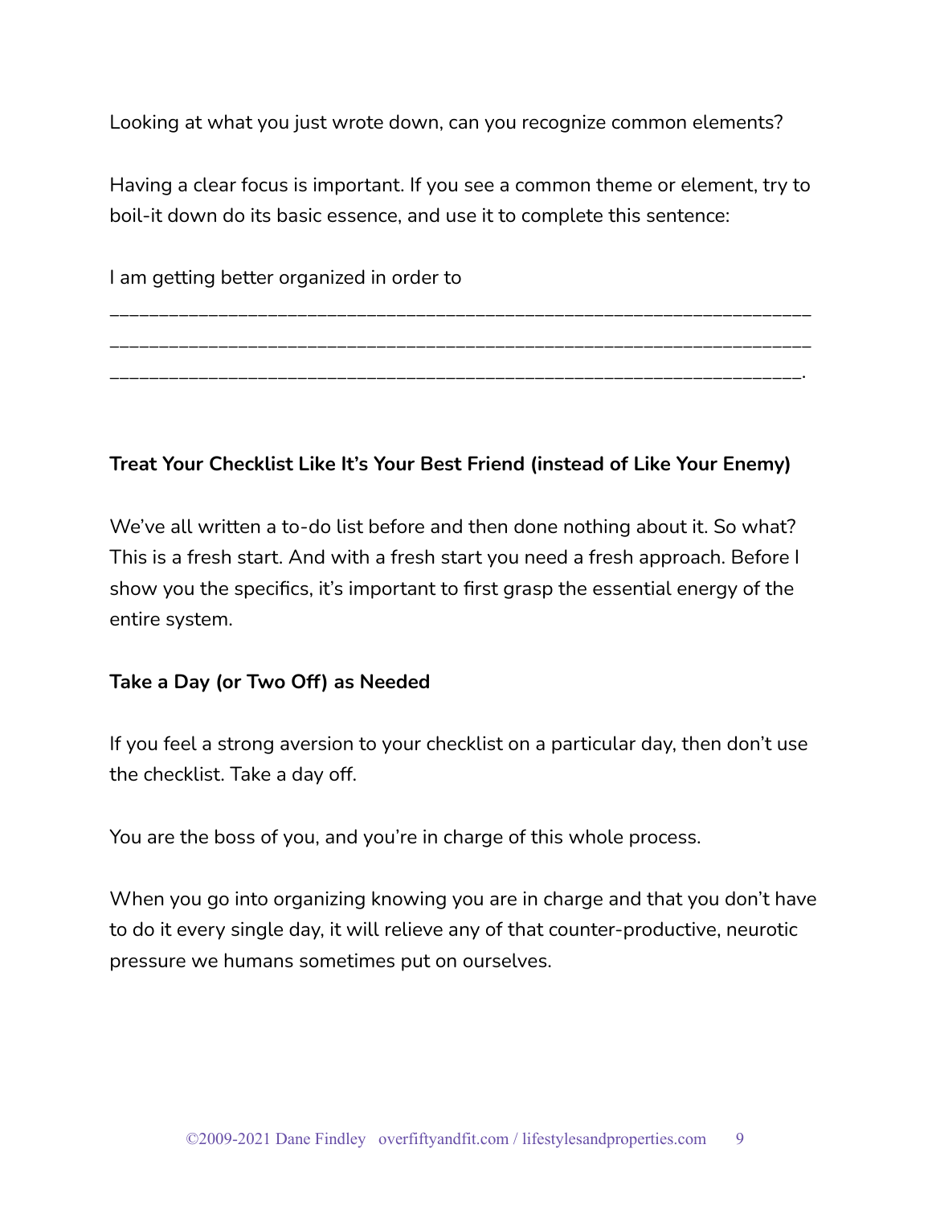Looking at what you just wrote down, can you recognize common elements?

Having a clear focus is important. If you see a common theme or element, try to boil-it down do its basic essence, and use it to complete this sentence:

I am getting better organized in order to

_______________________________________________________________________
_______________________________________________________________________
______________________________________________________________________.

**Treat Your Checklist Like It's Your Best Friend (instead of Like Your Enemy)**

We've all written a to-do list before and then done nothing about it. So what? This is a fresh start. And with a fresh start you need a fresh approach. Before I show you the specifics, it's important to first grasp the essential energy of the entire system.

**Take a Day (or Two Off) as Needed**

If you feel a strong aversion to your checklist on a particular day, then don't use the checklist. Take a day off.

You are the boss of you, and you're in charge of this whole process.

When you go into organizing knowing you are in charge and that you don't have to do it every single day, it will relieve any of that counter-productive, neurotic pressure we humans sometimes put on ourselves.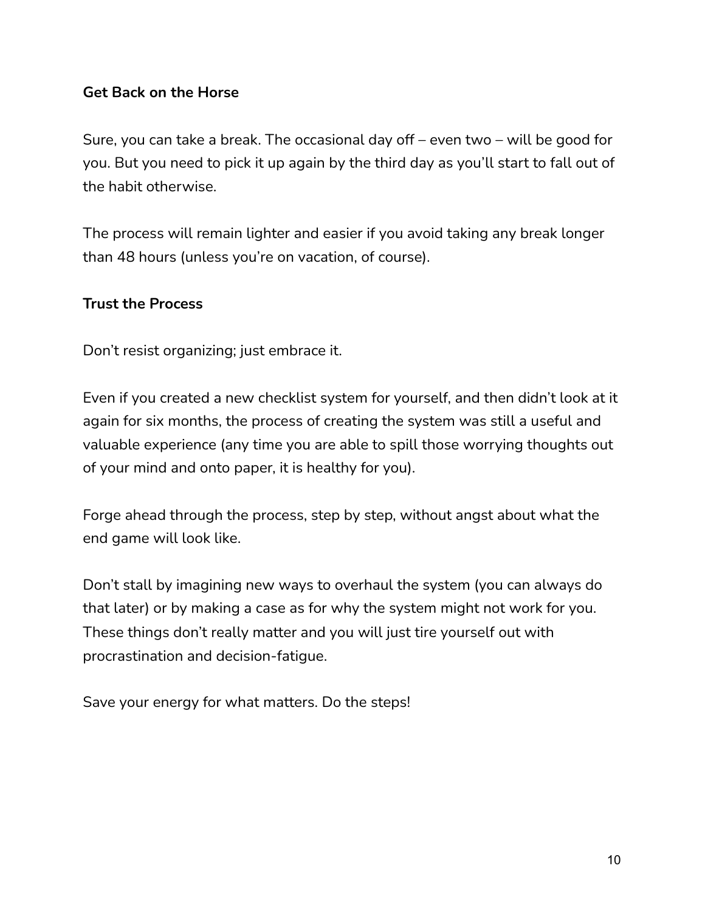**Get Back on the Horse**

Sure, you can take a break. The occasional day off – even two – will be good for you. But you need to pick it up again by the third day as you'll start to fall out of the habit otherwise.

The process will remain lighter and easier if you avoid taking any break longer than 48 hours (unless you're on vacation, of course).

**Trust the Process**

Don't resist organizing; just embrace it.

Even if you created a new checklist system for yourself, and then didn't look at it again for six months, the process of creating the system was still a useful and valuable experience (any time you are able to spill those worrying thoughts out of your mind and onto paper, it is healthy for you).

Forge ahead through the process, step by step, without angst about what the end game will look like.

Don't stall by imagining new ways to overhaul the system (you can always do that later) or by making a case as for why the system might not work for you. These things don't really matter and you will just tire yourself out with procrastination and decision-fatigue.

Save your energy for what matters. Do the steps!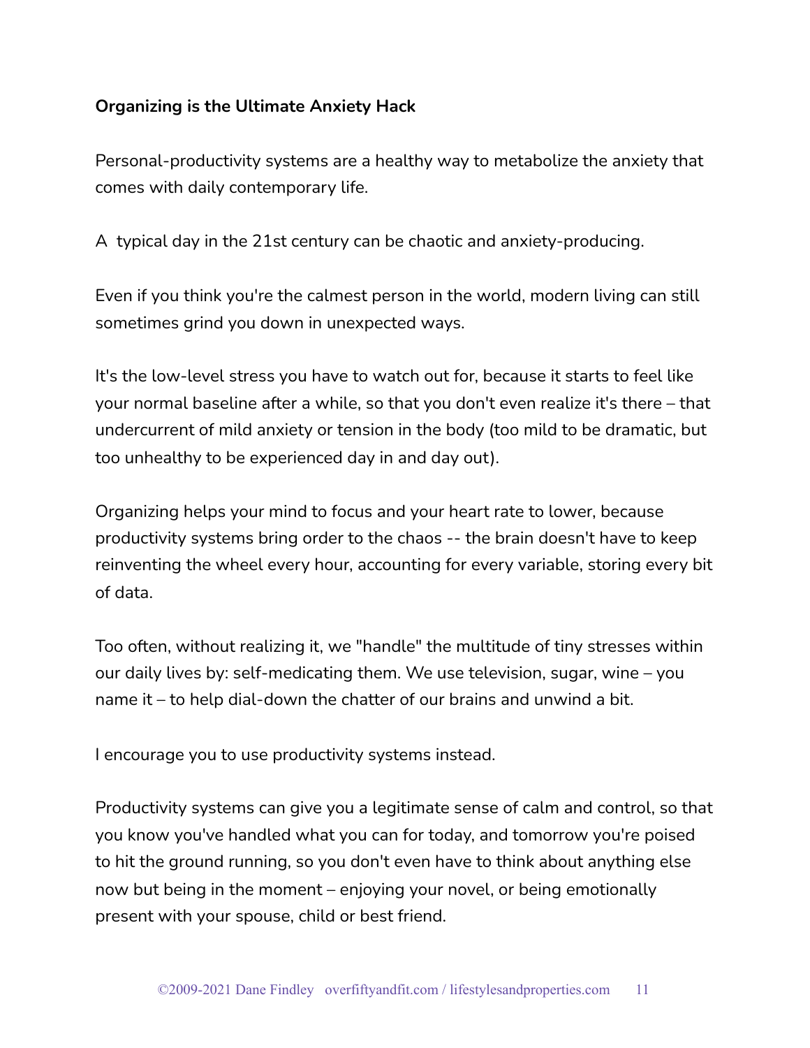**Organizing is the Ultimate Anxiety Hack**

Personal-productivity systems are a healthy way to metabolize the anxiety that comes with daily contemporary life.

A typical day in the 21st century can be chaotic and anxiety-producing.

Even if you think you're the calmest person in the world, modern living can still sometimes grind you down in unexpected ways.

It's the low-level stress you have to watch out for, because it starts to feel like your normal baseline after a while, so that you don't even realize it's there – that undercurrent of mild anxiety or tension in the body (too mild to be dramatic, but too unhealthy to be experienced day in and day out).

Organizing helps your mind to focus and your heart rate to lower, because productivity systems bring order to the chaos -- the brain doesn't have to keep reinventing the wheel every hour, accounting for every variable, storing every bit of data.

Too often, without realizing it, we "handle" the multitude of tiny stresses within our daily lives by: self-medicating them. We use television, sugar, wine – you name it – to help dial-down the chatter of our brains and unwind a bit.

I encourage you to use productivity systems instead.

Productivity systems can give you a legitimate sense of calm and control, so that you know you've handled what you can for today, and tomorrow you're poised to hit the ground running, so you don't even have to think about anything else now but being in the moment – enjoying your novel, or being emotionally present with your spouse, child or best friend.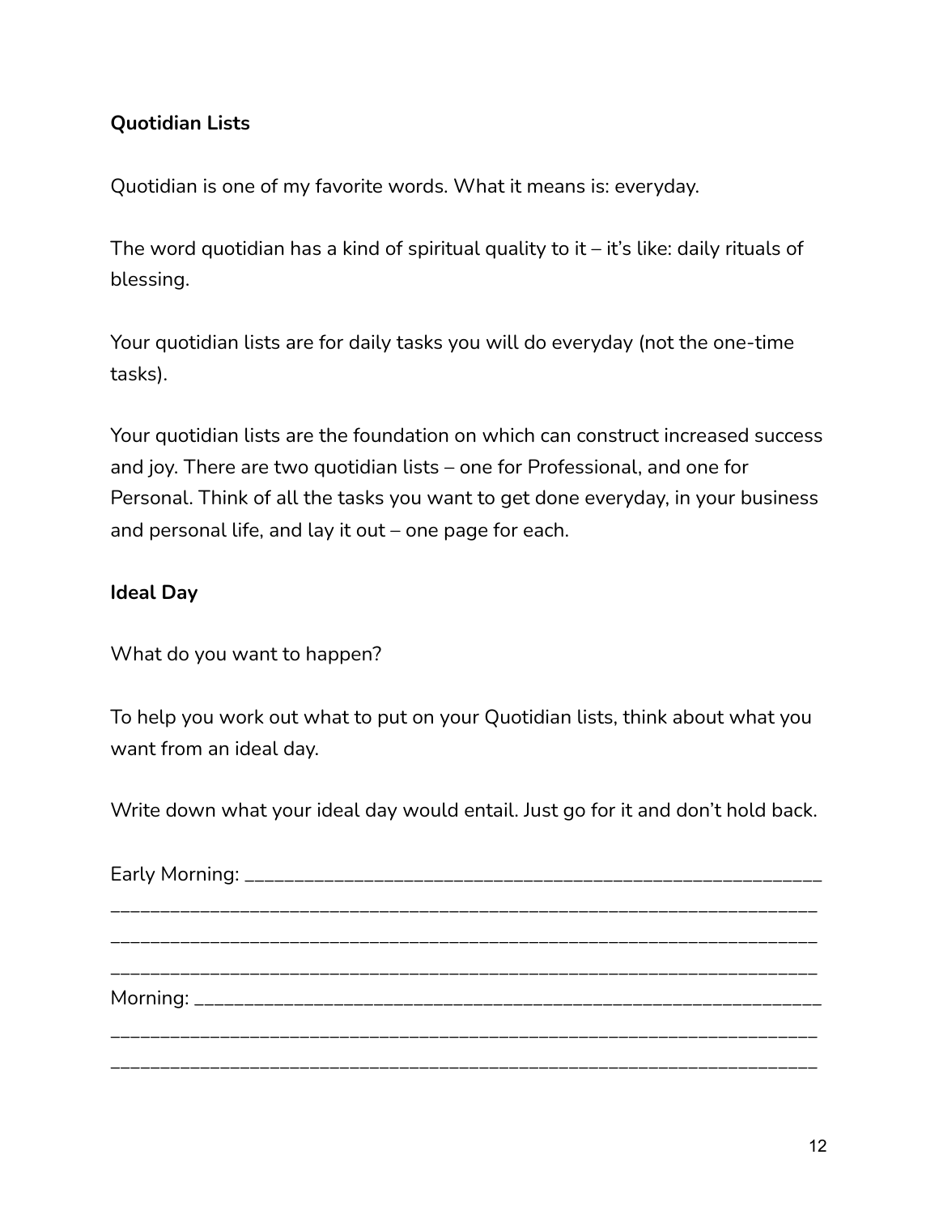**Quotidian Lists**

Quotidian is one of my favorite words. What it means is: everyday.

The word quotidian has a kind of spiritual quality to it – it's like: daily rituals of blessing.

Your quotidian lists are for daily tasks you will do everyday (not the one-time tasks).

Your quotidian lists are the foundation on which can construct increased success and joy. There are two quotidian lists – one for Professional, and one for Personal. Think of all the tasks you want to get done everyday, in your business and personal life, and lay it out – one page for each.

**Ideal Day**

What do you want to happen?

To help you work out what to put on your Quotidian lists, think about what you want from an ideal day.

Write down what your ideal day would entail. Just go for it and don't hold back.

Early Morning: ____________________________________________________________
_____________________________________________________________________
_____________________________________________________________________
_____________________________________________________________________

Morning: ________________________________________________________________
_____________________________________________________________________
_____________________________________________________________________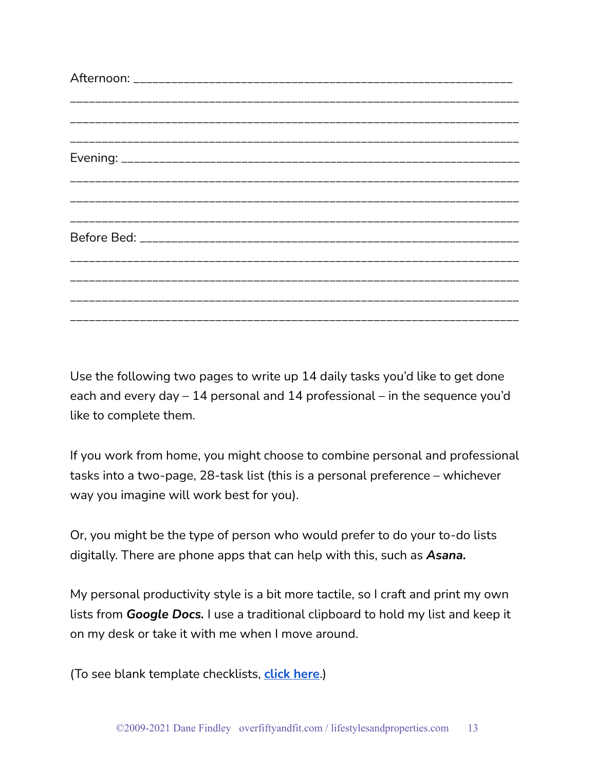Afternoon: ____________________________________________________________

______________________________________________________________________

______________________________________________________________________

______________________________________________________________________

Evening: ______________________________________________________________

______________________________________________________________________

______________________________________________________________________

______________________________________________________________________

Before Bed: ___________________________________________________________

______________________________________________________________________

______________________________________________________________________

______________________________________________________________________

______________________________________________________________________

Use the following two pages to write up 14 daily tasks you'd like to get done each and every day – 14 personal and 14 professional – in the sequence you'd like to complete them.

If you work from home, you might choose to combine personal and professional tasks into a two-page, 28-task list (this is a personal preference – whichever way you imagine will work best for you).

Or, you might be the type of person who would prefer to do your to-do lists digitally. There are phone apps that can help with this, such as ***Asana.***

My personal productivity style is a bit more tactile, so I craft and print my own lists from ***Google Docs.*** I use a traditional clipboard to hold my list and keep it on my desk or take it with me when I move around.

(To see blank template checklists, **click here**.)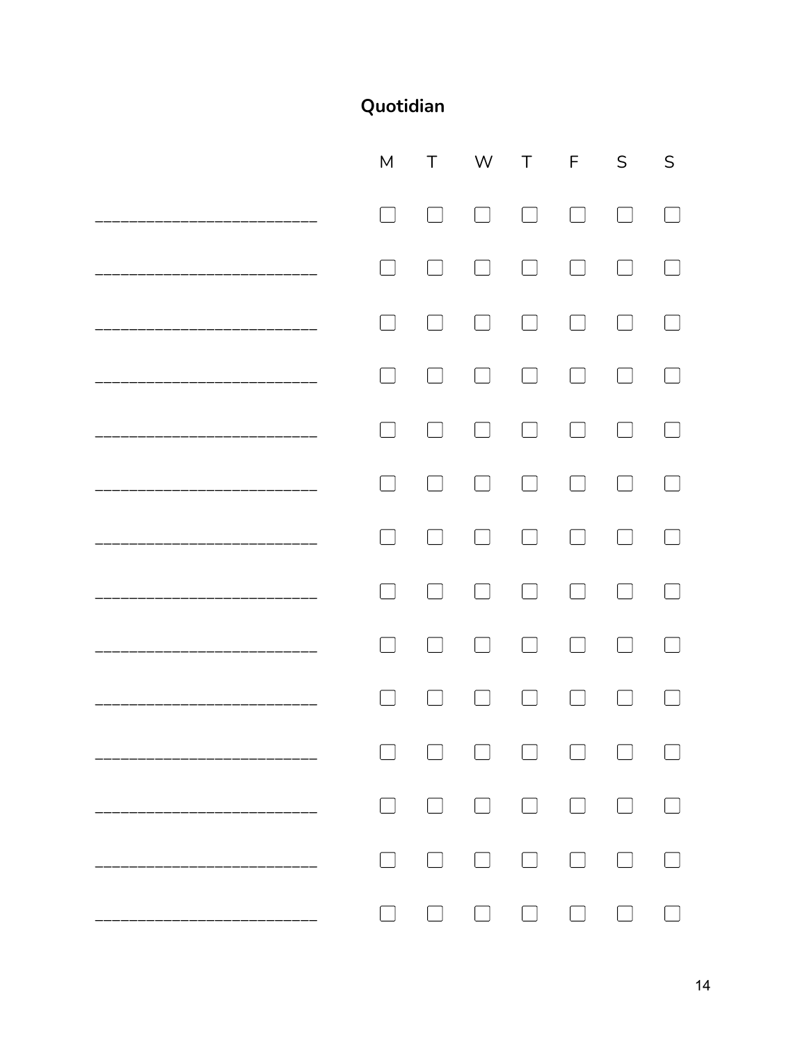**Quotidian**

| | M | T | W | T | F | S | S |
|---|---|---|---|---|---|---|---|
| ________________________ | ☐ | ☐ | ☐ | ☐ | ☐ | ☐ | ☐ |
| ________________________ | ☐ | ☐ | ☐ | ☐ | ☐ | ☐ | ☐ |
| ________________________ | ☐ | ☐ | ☐ | ☐ | ☐ | ☐ | ☐ |
| ________________________ | ☐ | ☐ | ☐ | ☐ | ☐ | ☐ | ☐ |
| ________________________ | ☐ | ☐ | ☐ | ☐ | ☐ | ☐ | ☐ |
| ________________________ | ☐ | ☐ | ☐ | ☐ | ☐ | ☐ | ☐ |
| ________________________ | ☐ | ☐ | ☐ | ☐ | ☐ | ☐ | ☐ |
| ________________________ | ☐ | ☐ | ☐ | ☐ | ☐ | ☐ | ☐ |
| ________________________ | ☐ | ☐ | ☐ | ☐ | ☐ | ☐ | ☐ |
| ________________________ | ☐ | ☐ | ☐ | ☐ | ☐ | ☐ | ☐ |
| ________________________ | ☐ | ☐ | ☐ | ☐ | ☐ | ☐ | ☐ |
| ________________________ | ☐ | ☐ | ☐ | ☐ | ☐ | ☐ | ☐ |
| ________________________ | ☐ | ☐ | ☐ | ☐ | ☐ | ☐ | ☐ |
| ________________________ | ☐ | ☐ | ☐ | ☐ | ☐ | ☐ | ☐ |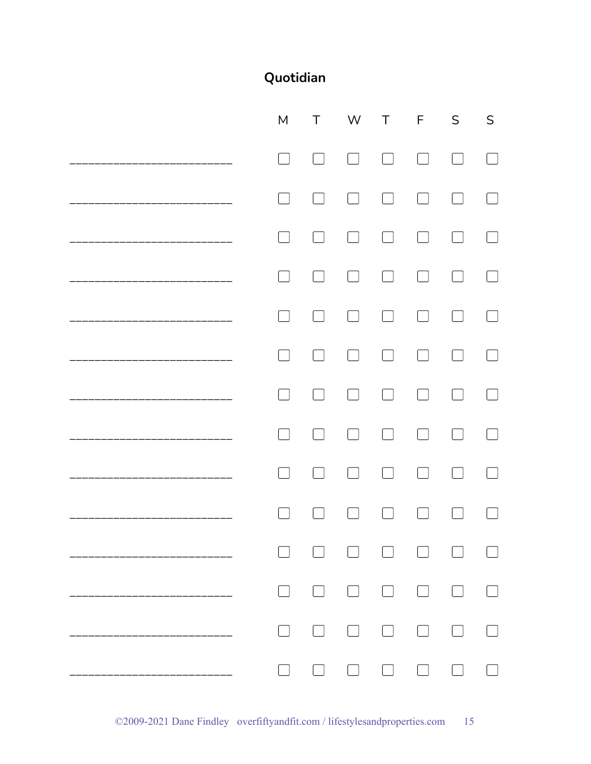# Quotidian

| | M | T | W | T | F | S | S |
|---|---|---|---|---|---|---|---|
| ______________________ | ☐ | ☐ | ☐ | ☐ | ☐ | ☐ | ☐ |
| ______________________ | ☐ | ☐ | ☐ | ☐ | ☐ | ☐ | ☐ |
| ______________________ | ☐ | ☐ | ☐ | ☐ | ☐ | ☐ | ☐ |
| ______________________ | ☐ | ☐ | ☐ | ☐ | ☐ | ☐ | ☐ |
| ______________________ | ☐ | ☐ | ☐ | ☐ | ☐ | ☐ | ☐ |
| ______________________ | ☐ | ☐ | ☐ | ☐ | ☐ | ☐ | ☐ |
| ______________________ | ☐ | ☐ | ☐ | ☐ | ☐ | ☐ | ☐ |
| ______________________ | ☐ | ☐ | ☐ | ☐ | ☐ | ☐ | ☐ |
| ______________________ | ☐ | ☐ | ☐ | ☐ | ☐ | ☐ | ☐ |
| ______________________ | ☐ | ☐ | ☐ | ☐ | ☐ | ☐ | ☐ |
| ______________________ | ☐ | ☐ | ☐ | ☐ | ☐ | ☐ | ☐ |
| ______________________ | ☐ | ☐ | ☐ | ☐ | ☐ | ☐ | ☐ |
| ______________________ | ☐ | ☐ | ☐ | ☐ | ☐ | ☐ | ☐ |
| ______________________ | ☐ | ☐ | ☐ | ☐ | ☐ | ☐ | ☐ |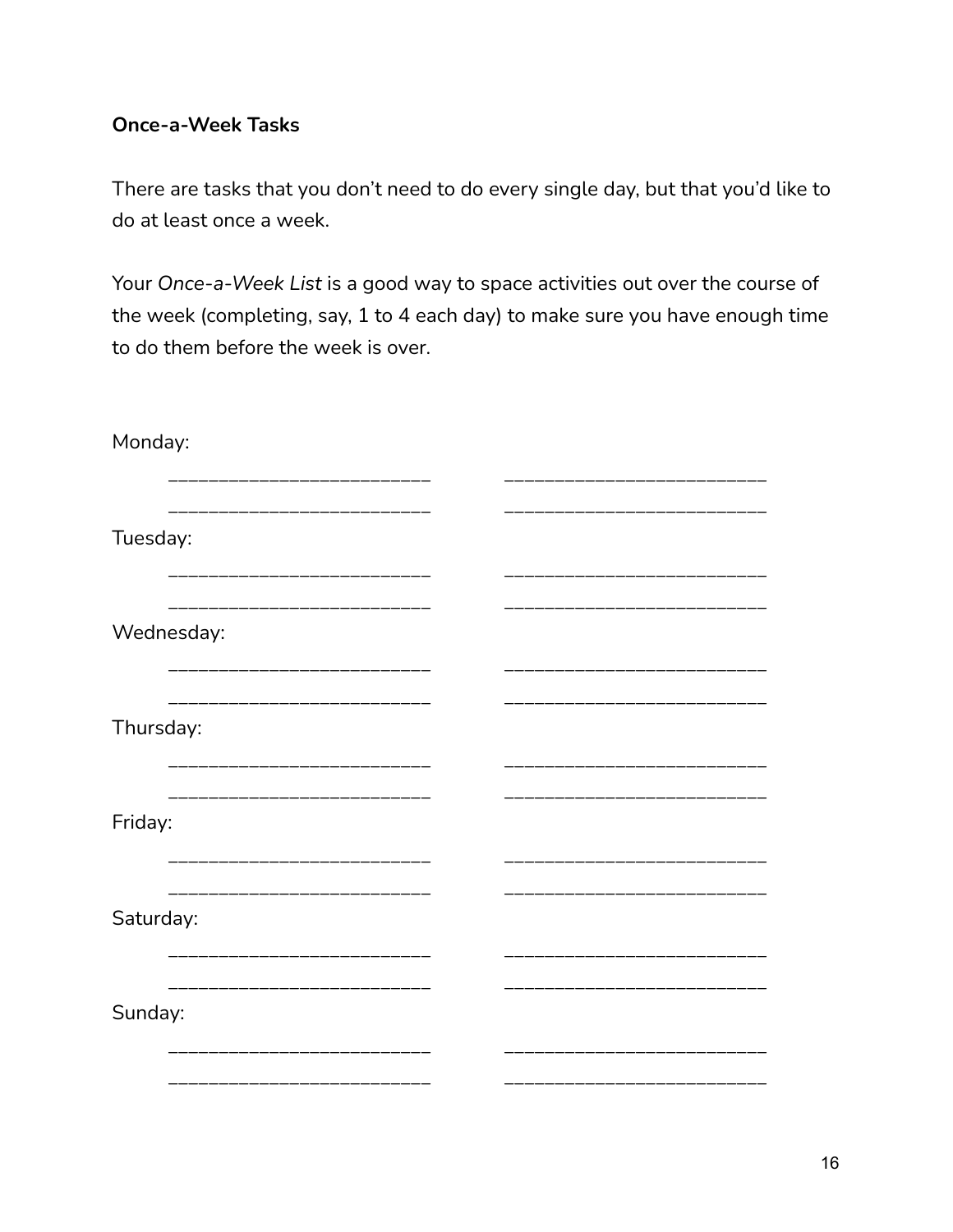**Once-a-Week Tasks**

There are tasks that you don't need to do every single day, but that you'd like to do at least once a week.

Your *Once-a-Week List* is a good way to space activities out over the course of the week (completing, say, 1 to 4 each day) to make sure you have enough time to do them before the week is over.

Monday:

_________________________ _________________________

_________________________ _________________________

Tuesday:

_________________________ _________________________

_________________________ _________________________

Wednesday:

_________________________ _________________________

_________________________ _________________________

Thursday:

_________________________ _________________________

_________________________ _________________________

Friday:

_________________________ _________________________

_________________________ _________________________

Saturday:

_________________________ _________________________

_________________________ _________________________

Sunday:

_________________________ _________________________

_________________________ _________________________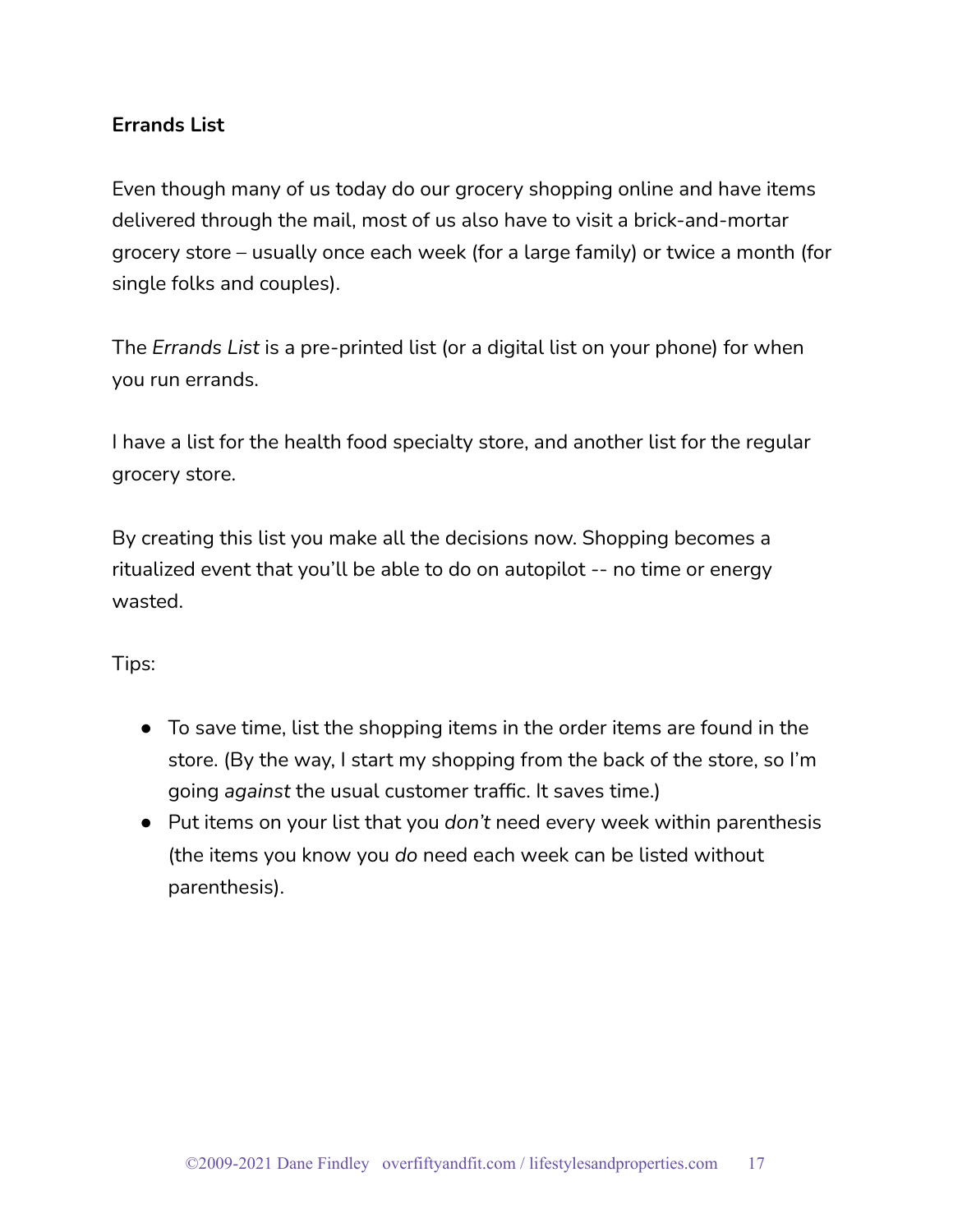**Errands List**

Even though many of us today do our grocery shopping online and have items delivered through the mail, most of us also have to visit a brick-and-mortar grocery store – usually once each week (for a large family) or twice a month (for single folks and couples).

The *Errands List* is a pre-printed list (or a digital list on your phone) for when you run errands.

I have a list for the health food specialty store, and another list for the regular grocery store.

By creating this list you make all the decisions now. Shopping becomes a ritualized event that you'll be able to do on autopilot -- no time or energy wasted.

Tips:

- To save time, list the shopping items in the order items are found in the store. (By the way, I start my shopping from the back of the store, so I'm going *against* the usual customer traffic. It saves time.)
- Put items on your list that you *don't* need every week within parenthesis (the items you know you *do* need each week can be listed without parenthesis).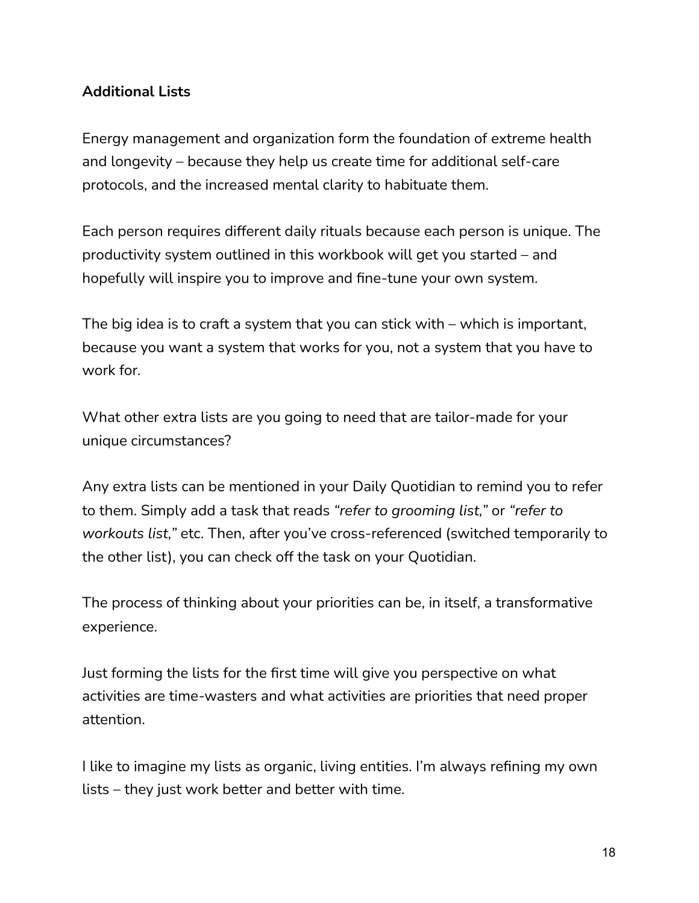**Additional Lists**

Energy management and organization form the foundation of extreme health and longevity – because they help us create time for additional self-care protocols, and the increased mental clarity to habituate them.

Each person requires different daily rituals because each person is unique. The productivity system outlined in this workbook will get you started – and hopefully will inspire you to improve and fine-tune your own system.

The big idea is to craft a system that you can stick with – which is important, because you want a system that works for you, not a system that you have to work for.

What other extra lists are you going to need that are tailor-made for your unique circumstances?

Any extra lists can be mentioned in your Daily Quotidian to remind you to refer to them. Simply add a task that reads *"refer to grooming list,"* or *"refer to workouts list,"* etc. Then, after you've cross-referenced (switched temporarily to the other list), you can check off the task on your Quotidian.

The process of thinking about your priorities can be, in itself, a transformative experience.

Just forming the lists for the first time will give you perspective on what activities are time-wasters and what activities are priorities that need proper attention.

I like to imagine my lists as organic, living entities. I'm always refining my own lists – they just work better and better with time.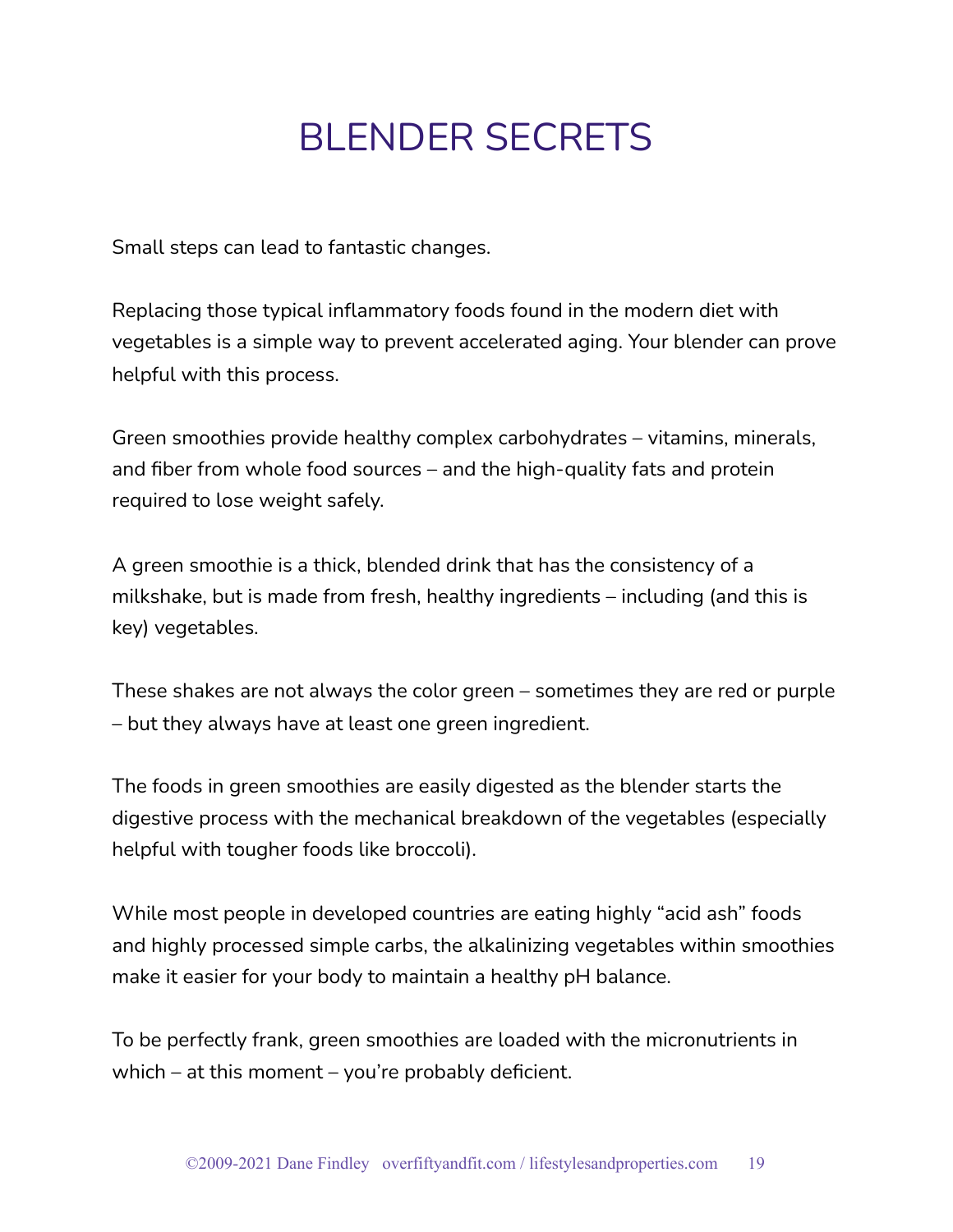# BLENDER SECRETS

Small steps can lead to fantastic changes.

Replacing those typical inflammatory foods found in the modern diet with vegetables is a simple way to prevent accelerated aging. Your blender can prove helpful with this process.

Green smoothies provide healthy complex carbohydrates – vitamins, minerals, and fiber from whole food sources – and the high-quality fats and protein required to lose weight safely.

A green smoothie is a thick, blended drink that has the consistency of a milkshake, but is made from fresh, healthy ingredients – including (and this is key) vegetables.

These shakes are not always the color green – sometimes they are red or purple – but they always have at least one green ingredient.

The foods in green smoothies are easily digested as the blender starts the digestive process with the mechanical breakdown of the vegetables (especially helpful with tougher foods like broccoli).

While most people in developed countries are eating highly "acid ash" foods and highly processed simple carbs, the alkalinizing vegetables within smoothies make it easier for your body to maintain a healthy pH balance.

To be perfectly frank, green smoothies are loaded with the micronutrients in which – at this moment – you're probably deficient.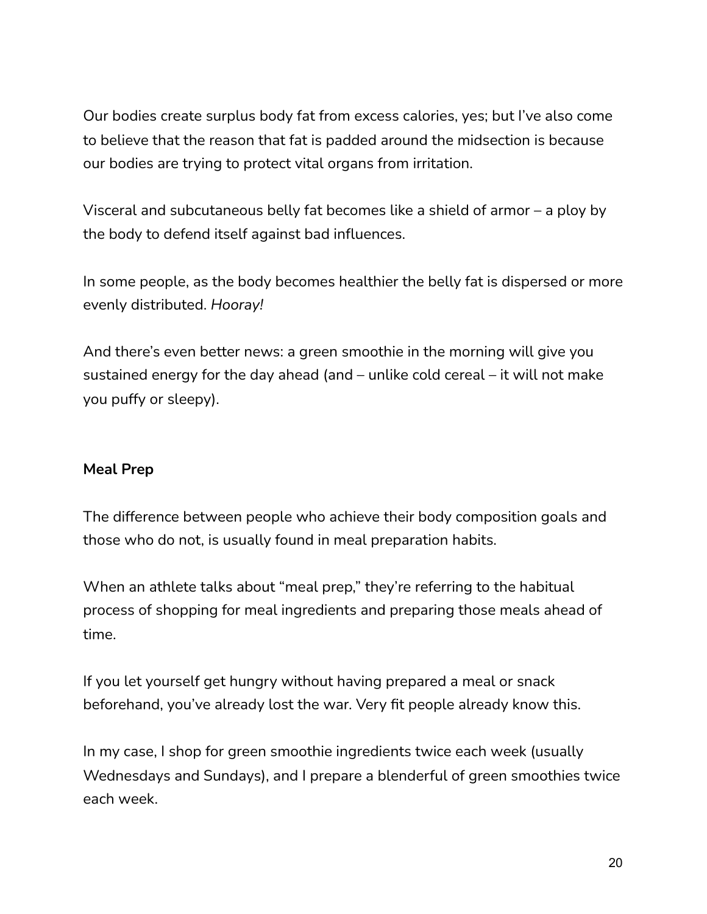Our bodies create surplus body fat from excess calories, yes; but I've also come to believe that the reason that fat is padded around the midsection is because our bodies are trying to protect vital organs from irritation.

Visceral and subcutaneous belly fat becomes like a shield of armor – a ploy by the body to defend itself against bad influences.

In some people, as the body becomes healthier the belly fat is dispersed or more evenly distributed. *Hooray!*

And there's even better news: a green smoothie in the morning will give you sustained energy for the day ahead (and – unlike cold cereal – it will not make you puffy or sleepy).

**Meal Prep**

The difference between people who achieve their body composition goals and those who do not, is usually found in meal preparation habits.

When an athlete talks about "meal prep," they're referring to the habitual process of shopping for meal ingredients and preparing those meals ahead of time.

If you let yourself get hungry without having prepared a meal or snack beforehand, you've already lost the war. Very fit people already know this.

In my case, I shop for green smoothie ingredients twice each week (usually Wednesdays and Sundays), and I prepare a blenderful of green smoothies twice each week.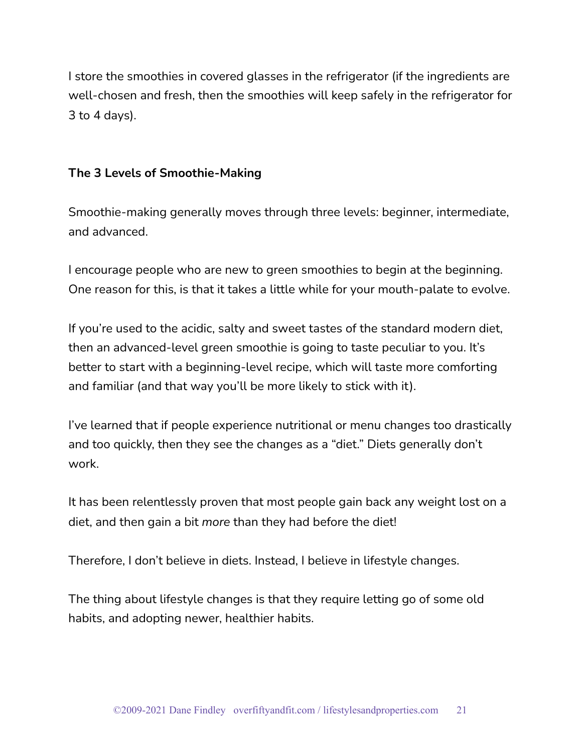I store the smoothies in covered glasses in the refrigerator (if the ingredients are well-chosen and fresh, then the smoothies will keep safely in the refrigerator for 3 to 4 days).

**The 3 Levels of Smoothie-Making**

Smoothie-making generally moves through three levels: beginner, intermediate, and advanced.

I encourage people who are new to green smoothies to begin at the beginning. One reason for this, is that it takes a little while for your mouth-palate to evolve.

If you're used to the acidic, salty and sweet tastes of the standard modern diet, then an advanced-level green smoothie is going to taste peculiar to you. It's better to start with a beginning-level recipe, which will taste more comforting and familiar (and that way you'll be more likely to stick with it).

I've learned that if people experience nutritional or menu changes too drastically and too quickly, then they see the changes as a "diet." Diets generally don't work.

It has been relentlessly proven that most people gain back any weight lost on a diet, and then gain a bit *more* than they had before the diet!

Therefore, I don't believe in diets. Instead, I believe in lifestyle changes.

The thing about lifestyle changes is that they require letting go of some old habits, and adopting newer, healthier habits.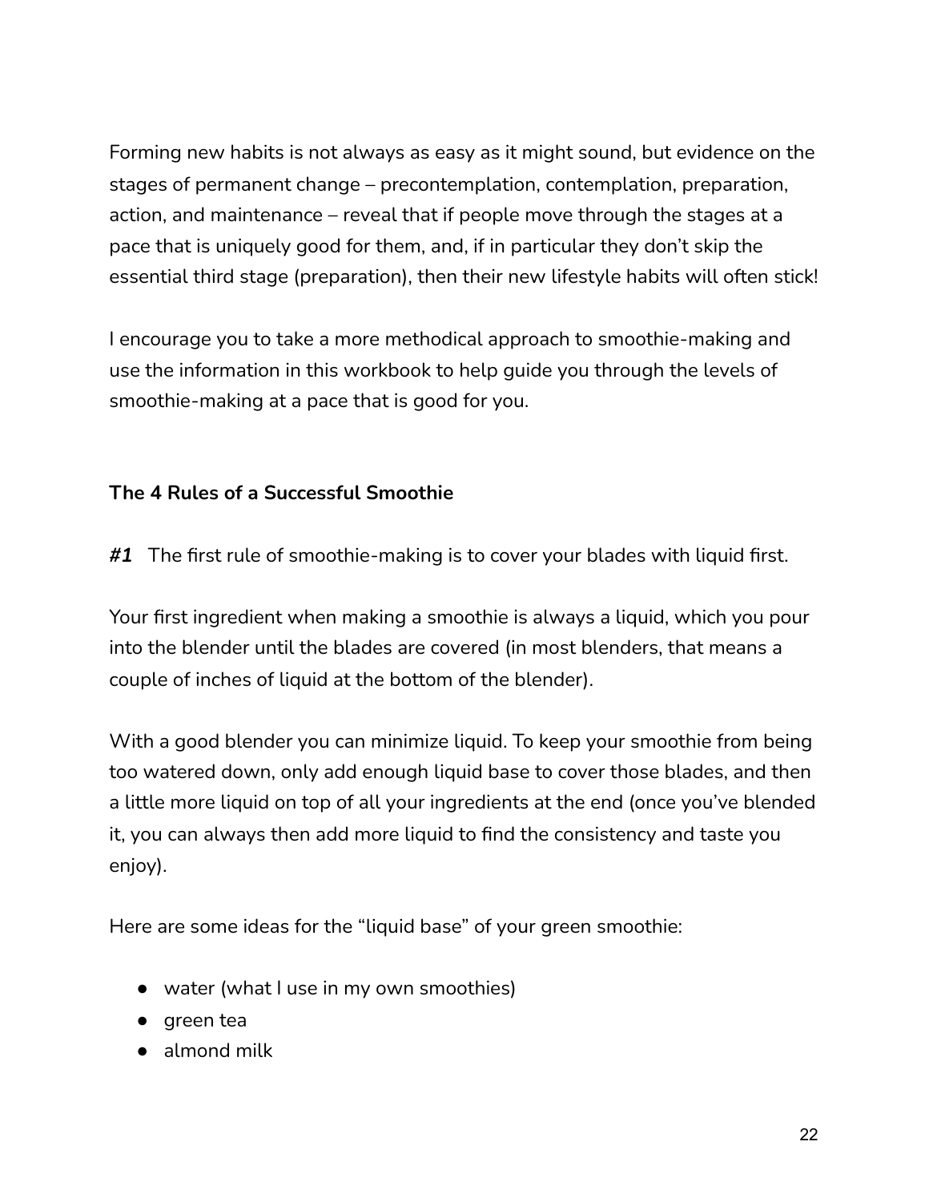Forming new habits is not always as easy as it might sound, but evidence on the stages of permanent change – precontemplation, contemplation, preparation, action, and maintenance – reveal that if people move through the stages at a pace that is uniquely good for them, and, if in particular they don't skip the essential third stage (preparation), then their new lifestyle habits will often stick!

I encourage you to take a more methodical approach to smoothie-making and use the information in this workbook to help guide you through the levels of smoothie-making at a pace that is good for you.

**The 4 Rules of a Successful Smoothie**

***#1*** The first rule of smoothie-making is to cover your blades with liquid first.

Your first ingredient when making a smoothie is always a liquid, which you pour into the blender until the blades are covered (in most blenders, that means a couple of inches of liquid at the bottom of the blender).

With a good blender you can minimize liquid. To keep your smoothie from being too watered down, only add enough liquid base to cover those blades, and then a little more liquid on top of all your ingredients at the end (once you've blended it, you can always then add more liquid to find the consistency and taste you enjoy).

Here are some ideas for the "liquid base" of your green smoothie:

- water (what I use in my own smoothies)
- green tea
- almond milk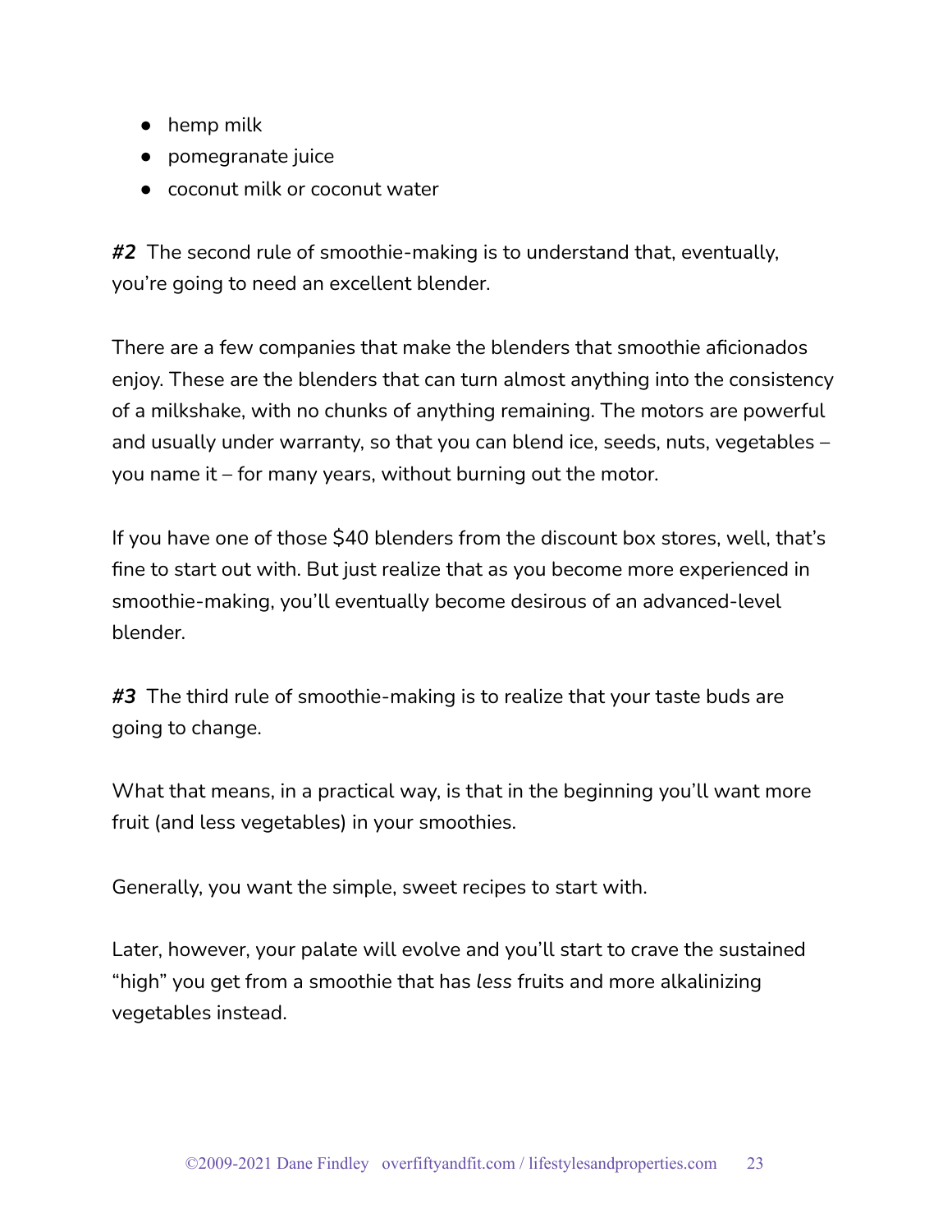- hemp milk
- pomegranate juice
- coconut milk or coconut water

***#2*** The second rule of smoothie-making is to understand that, eventually, you're going to need an excellent blender.

There are a few companies that make the blenders that smoothie aficionados enjoy. These are the blenders that can turn almost anything into the consistency of a milkshake, with no chunks of anything remaining. The motors are powerful and usually under warranty, so that you can blend ice, seeds, nuts, vegetables – you name it – for many years, without burning out the motor.

If you have one of those $40 blenders from the discount box stores, well, that's fine to start out with. But just realize that as you become more experienced in smoothie-making, you'll eventually become desirous of an advanced-level blender.

***#3*** The third rule of smoothie-making is to realize that your taste buds are going to change.

What that means, in a practical way, is that in the beginning you'll want more fruit (and less vegetables) in your smoothies.

Generally, you want the simple, sweet recipes to start with.

Later, however, your palate will evolve and you'll start to crave the sustained "high" you get from a smoothie that has *less* fruits and more alkalinizing vegetables instead.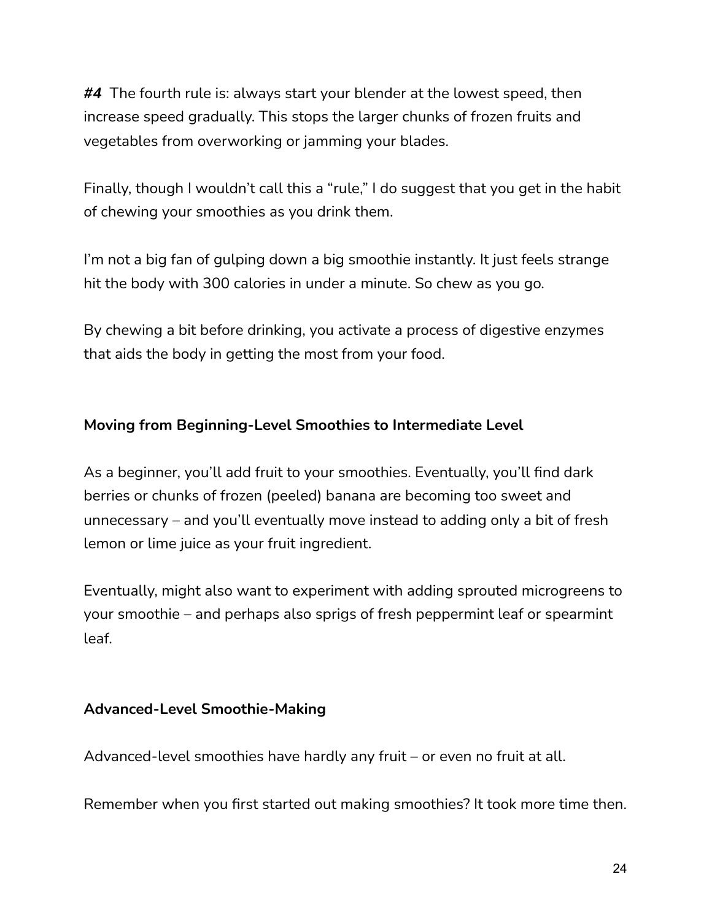***#4*** The fourth rule is: always start your blender at the lowest speed, then increase speed gradually. This stops the larger chunks of frozen fruits and vegetables from overworking or jamming your blades.

Finally, though I wouldn't call this a "rule," I do suggest that you get in the habit of chewing your smoothies as you drink them.

I'm not a big fan of gulping down a big smoothie instantly. It just feels strange hit the body with 300 calories in under a minute. So chew as you go.

By chewing a bit before drinking, you activate a process of digestive enzymes that aids the body in getting the most from your food.

**Moving from Beginning-Level Smoothies to Intermediate Level**

As a beginner, you'll add fruit to your smoothies. Eventually, you'll find dark berries or chunks of frozen (peeled) banana are becoming too sweet and unnecessary – and you'll eventually move instead to adding only a bit of fresh lemon or lime juice as your fruit ingredient.

Eventually, might also want to experiment with adding sprouted microgreens to your smoothie – and perhaps also sprigs of fresh peppermint leaf or spearmint leaf.

**Advanced-Level Smoothie-Making**

Advanced-level smoothies have hardly any fruit – or even no fruit at all.

Remember when you first started out making smoothies? It took more time then.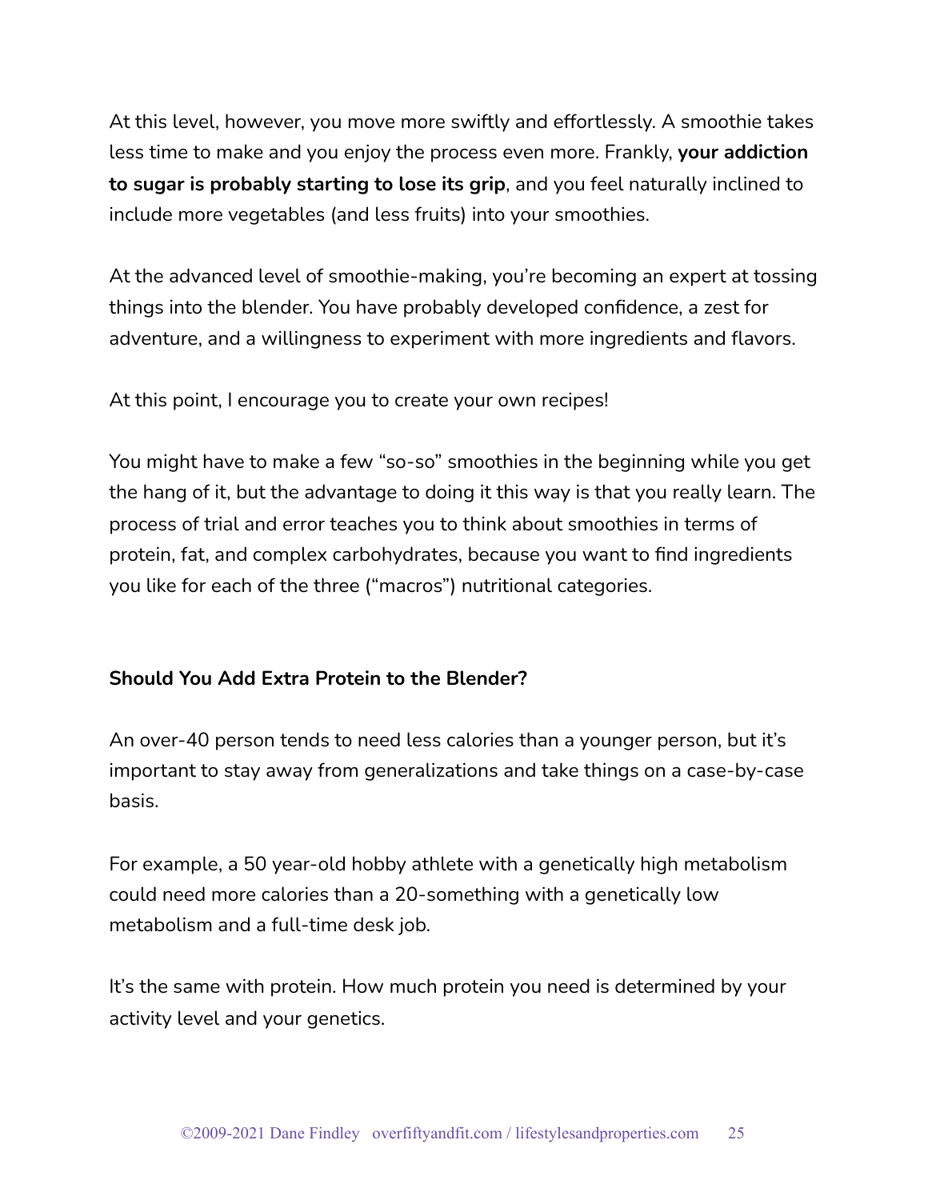At this level, however, you move more swiftly and effortlessly. A smoothie takes less time to make and you enjoy the process even more. Frankly, **your addiction to sugar is probably starting to lose its grip**, and you feel naturally inclined to include more vegetables (and less fruits) into your smoothies.

At the advanced level of smoothie-making, you're becoming an expert at tossing things into the blender. You have probably developed confidence, a zest for adventure, and a willingness to experiment with more ingredients and flavors.

At this point, I encourage you to create your own recipes!

You might have to make a few "so-so" smoothies in the beginning while you get the hang of it, but the advantage to doing it this way is that you really learn. The process of trial and error teaches you to think about smoothies in terms of protein, fat, and complex carbohydrates, because you want to find ingredients you like for each of the three ("macros") nutritional categories.

### Should You Add Extra Protein to the Blender?

An over-40 person tends to need less calories than a younger person, but it's important to stay away from generalizations and take things on a case-by-case basis.

For example, a 50 year-old hobby athlete with a genetically high metabolism could need more calories than a 20-something with a genetically low metabolism and a full-time desk job.

It's the same with protein. How much protein you need is determined by your activity level and your genetics.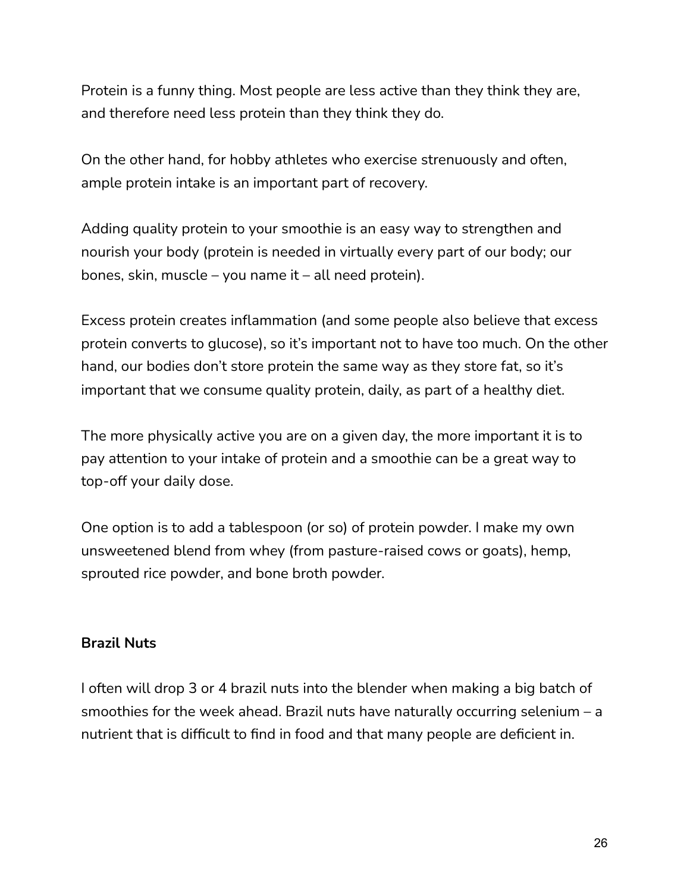Protein is a funny thing. Most people are less active than they think they are, and therefore need less protein than they think they do.

On the other hand, for hobby athletes who exercise strenuously and often, ample protein intake is an important part of recovery.

Adding quality protein to your smoothie is an easy way to strengthen and nourish your body (protein is needed in virtually every part of our body; our bones, skin, muscle – you name it – all need protein).

Excess protein creates inflammation (and some people also believe that excess protein converts to glucose), so it's important not to have too much. On the other hand, our bodies don't store protein the same way as they store fat, so it's important that we consume quality protein, daily, as part of a healthy diet.

The more physically active you are on a given day, the more important it is to pay attention to your intake of protein and a smoothie can be a great way to top-off your daily dose.

One option is to add a tablespoon (or so) of protein powder. I make my own unsweetened blend from whey (from pasture-raised cows or goats), hemp, sprouted rice powder, and bone broth powder.

**Brazil Nuts**

I often will drop 3 or 4 brazil nuts into the blender when making a big batch of smoothies for the week ahead. Brazil nuts have naturally occurring selenium – a nutrient that is difficult to find in food and that many people are deficient in.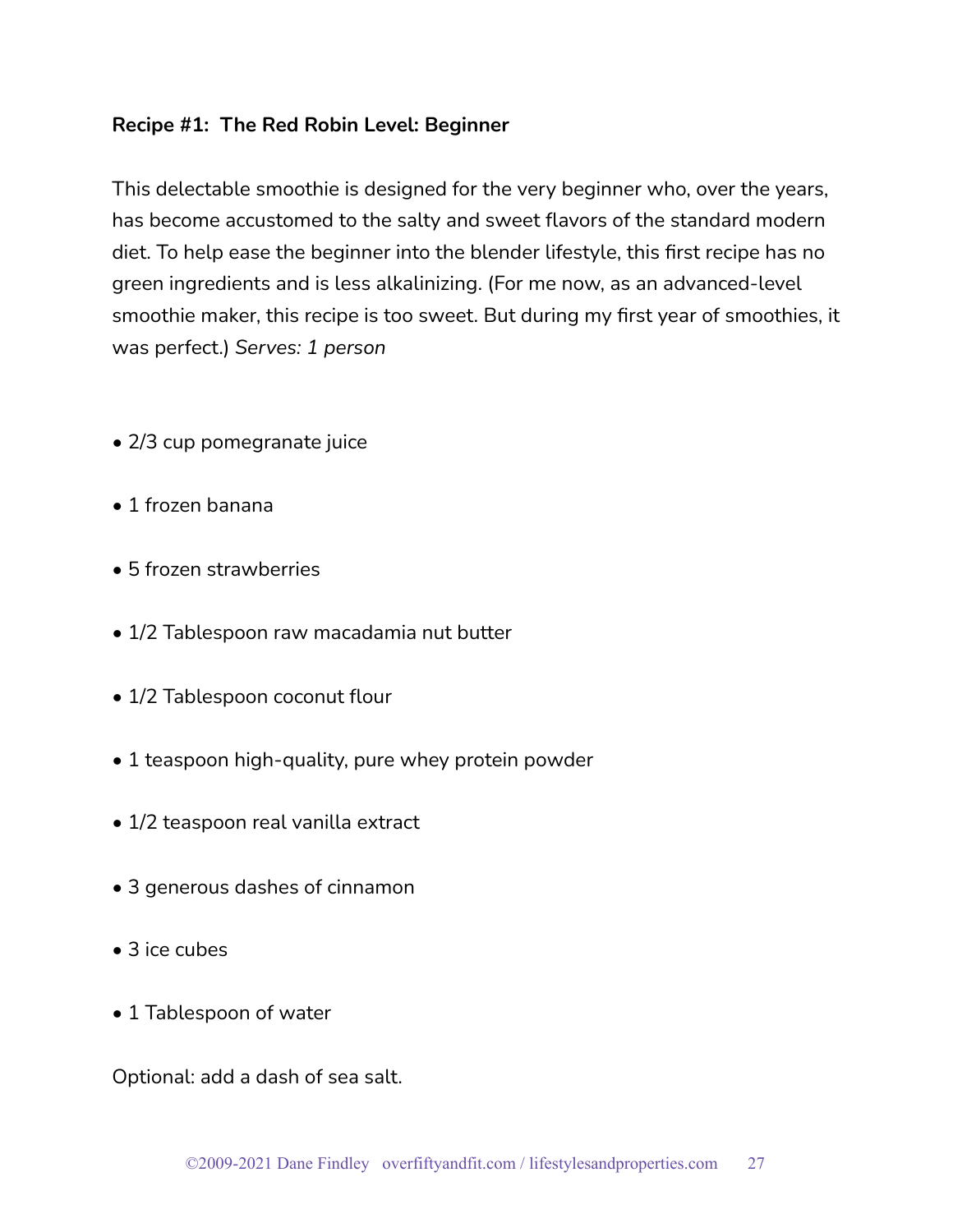**Recipe #1: The Red Robin Level: Beginner**

This delectable smoothie is designed for the very beginner who, over the years, has become accustomed to the salty and sweet flavors of the standard modern diet. To help ease the beginner into the blender lifestyle, this first recipe has no green ingredients and is less alkalinizing. (For me now, as an advanced-level smoothie maker, this recipe is too sweet. But during my first year of smoothies, it was perfect.) *Serves: 1 person*

- 2/3 cup pomegranate juice
- 1 frozen banana
- 5 frozen strawberries
- 1/2 Tablespoon raw macadamia nut butter
- 1/2 Tablespoon coconut flour
- 1 teaspoon high-quality, pure whey protein powder
- 1/2 teaspoon real vanilla extract
- 3 generous dashes of cinnamon
- 3 ice cubes
- 1 Tablespoon of water

Optional: add a dash of sea salt.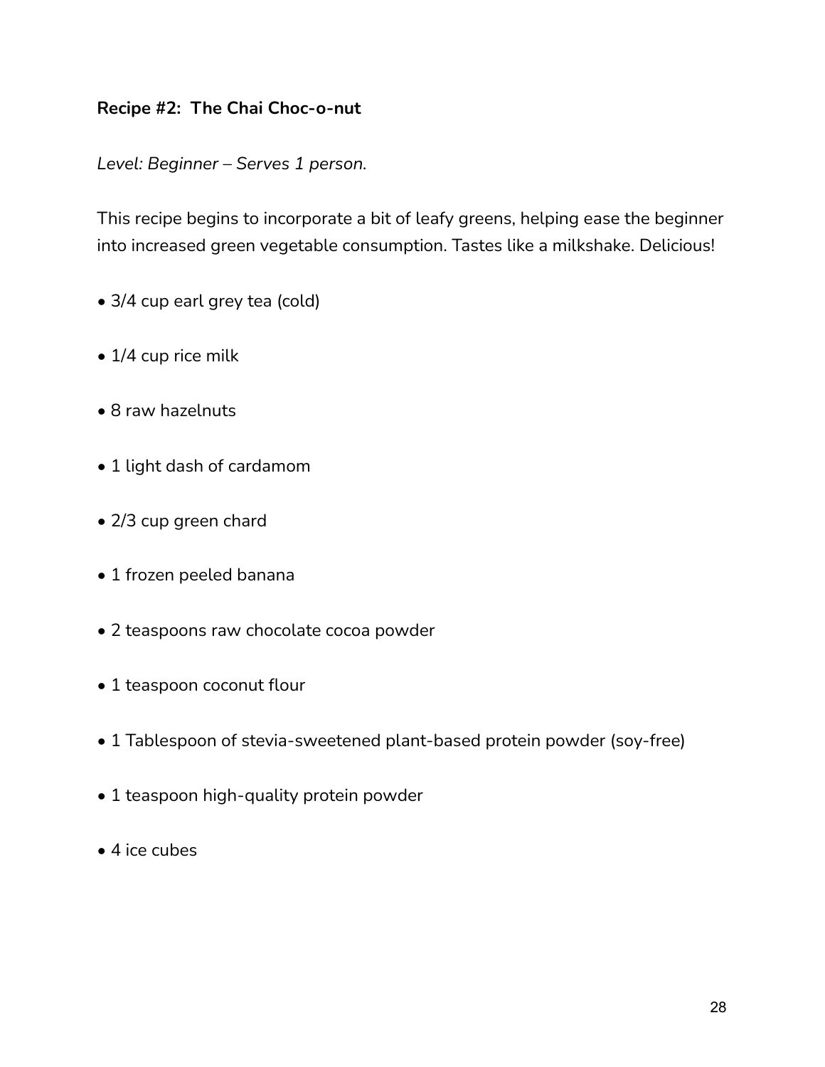**Recipe #2: The Chai Choc-o-nut**

*Level: Beginner – Serves 1 person.*

This recipe begins to incorporate a bit of leafy greens, helping ease the beginner into increased green vegetable consumption. Tastes like a milkshake. Delicious!

- 3/4 cup earl grey tea (cold)
- 1/4 cup rice milk
- 8 raw hazelnuts
- 1 light dash of cardamom
- 2/3 cup green chard
- 1 frozen peeled banana
- 2 teaspoons raw chocolate cocoa powder
- 1 teaspoon coconut flour
- 1 Tablespoon of stevia-sweetened plant-based protein powder (soy-free)
- 1 teaspoon high-quality protein powder
- 4 ice cubes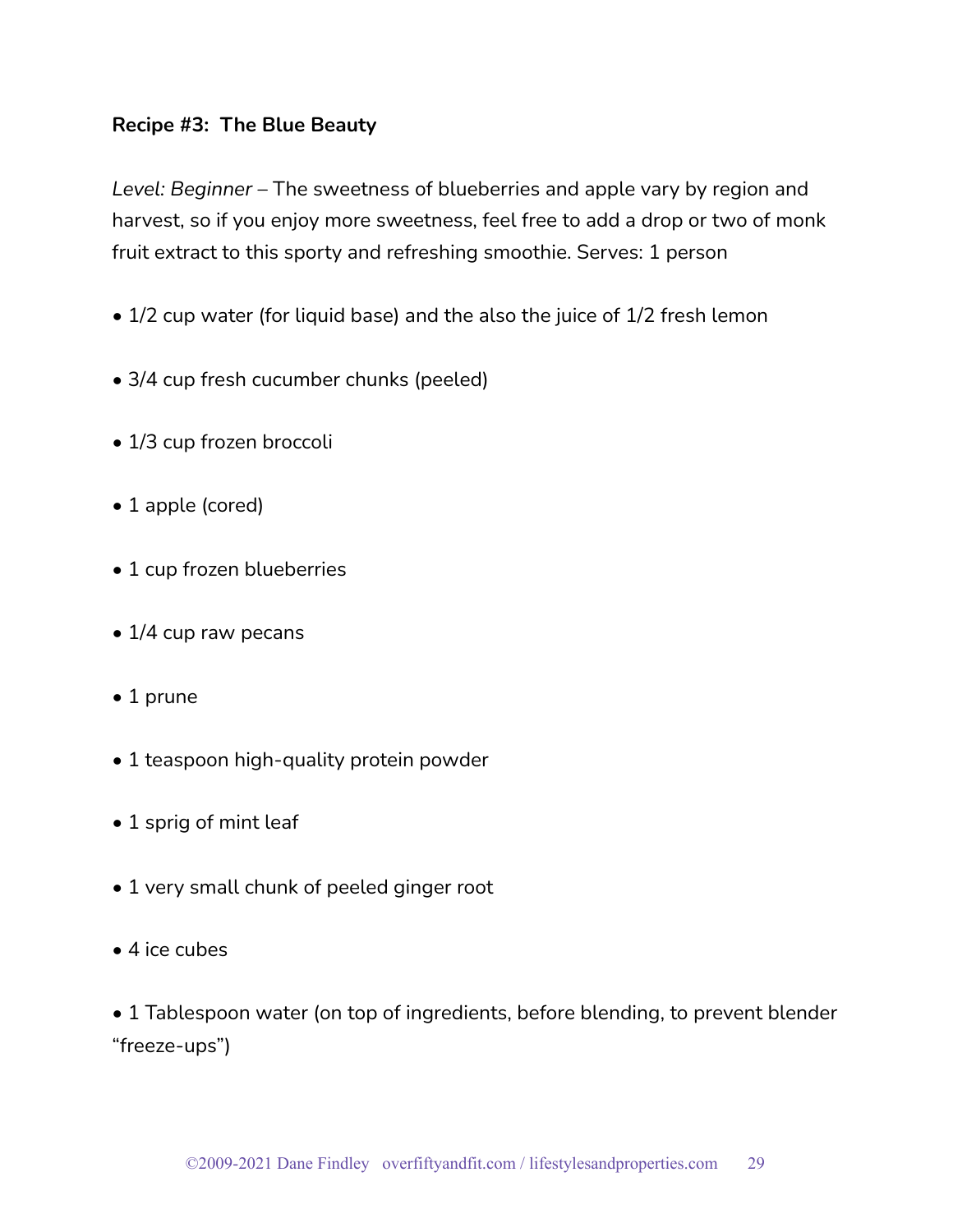**Recipe #3: The Blue Beauty**

*Level: Beginner* – The sweetness of blueberries and apple vary by region and harvest, so if you enjoy more sweetness, feel free to add a drop or two of monk fruit extract to this sporty and refreshing smoothie. Serves: 1 person

- 1/2 cup water (for liquid base) and the also the juice of 1/2 fresh lemon
- 3/4 cup fresh cucumber chunks (peeled)
- 1/3 cup frozen broccoli
- 1 apple (cored)
- 1 cup frozen blueberries
- 1/4 cup raw pecans
- 1 prune
- 1 teaspoon high-quality protein powder
- 1 sprig of mint leaf
- 1 very small chunk of peeled ginger root
- 4 ice cubes
- 1 Tablespoon water (on top of ingredients, before blending, to prevent blender "freeze-ups")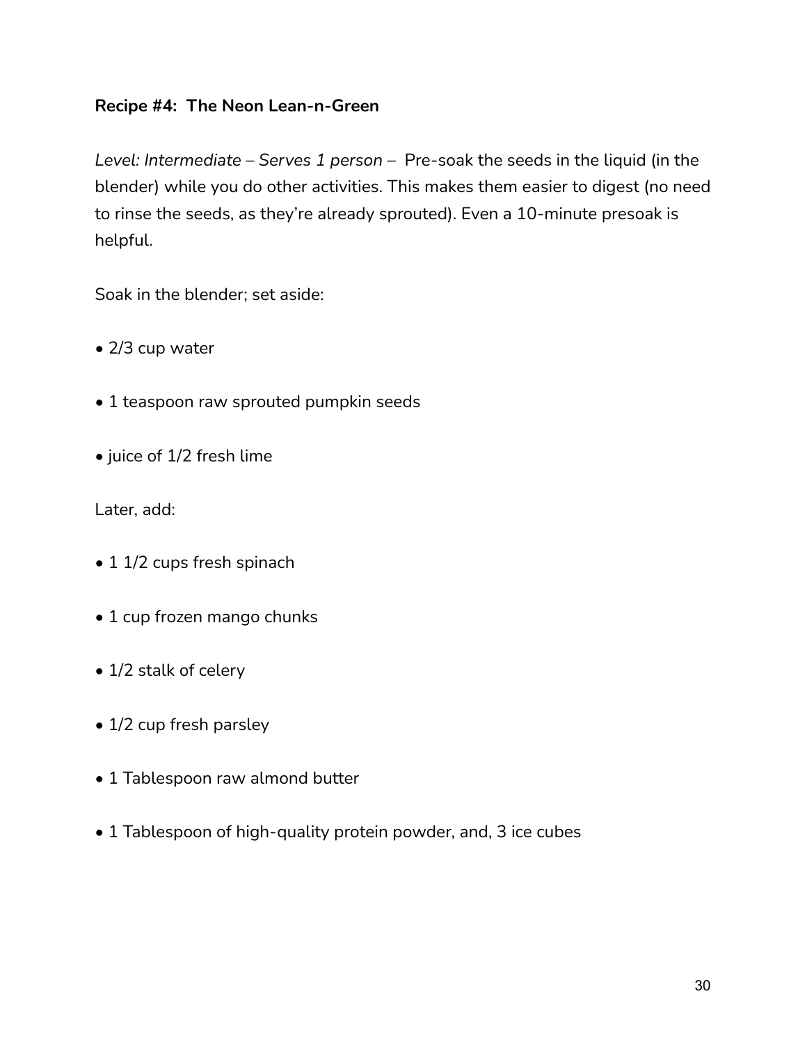**Recipe #4: The Neon Lean-n-Green**

*Level: Intermediate – Serves 1 person* – Pre-soak the seeds in the liquid (in the blender) while you do other activities. This makes them easier to digest (no need to rinse the seeds, as they're already sprouted). Even a 10-minute presoak is helpful.

Soak in the blender; set aside:

- 2/3 cup water
- 1 teaspoon raw sprouted pumpkin seeds
- juice of 1/2 fresh lime

Later, add:

- 1 1/2 cups fresh spinach
- 1 cup frozen mango chunks
- 1/2 stalk of celery
- 1/2 cup fresh parsley
- 1 Tablespoon raw almond butter
- 1 Tablespoon of high-quality protein powder, and, 3 ice cubes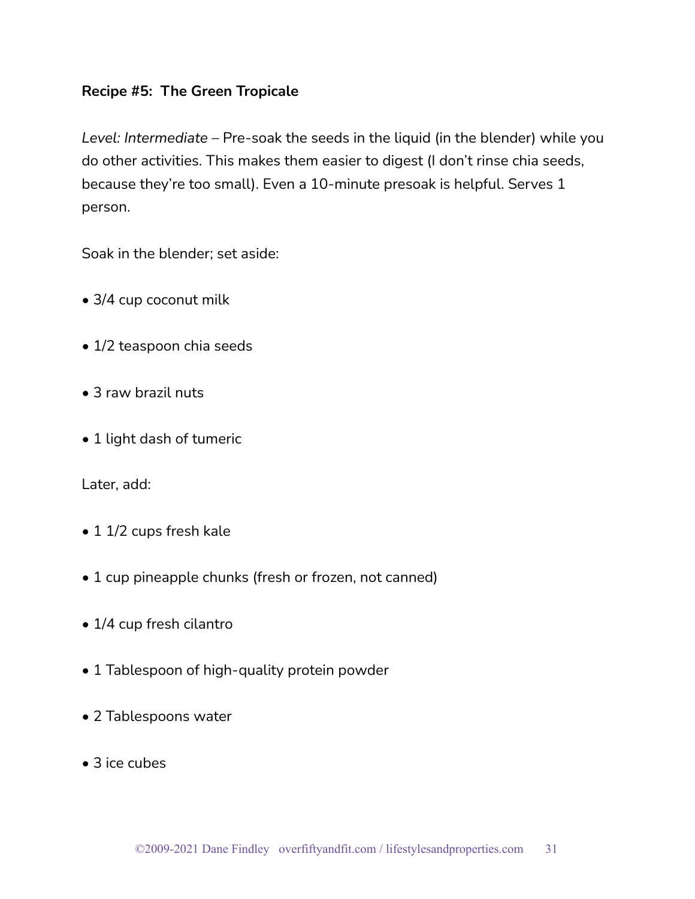**Recipe #5: The Green Tropicale**

*Level: Intermediate* – Pre-soak the seeds in the liquid (in the blender) while you do other activities. This makes them easier to digest (I don't rinse chia seeds, because they're too small). Even a 10-minute presoak is helpful. Serves 1 person.

Soak in the blender; set aside:

- 3/4 cup coconut milk
- 1/2 teaspoon chia seeds
- 3 raw brazil nuts
- 1 light dash of tumeric

Later, add:

- 1 1/2 cups fresh kale
- 1 cup pineapple chunks (fresh or frozen, not canned)
- 1/4 cup fresh cilantro
- 1 Tablespoon of high-quality protein powder
- 2 Tablespoons water
- 3 ice cubes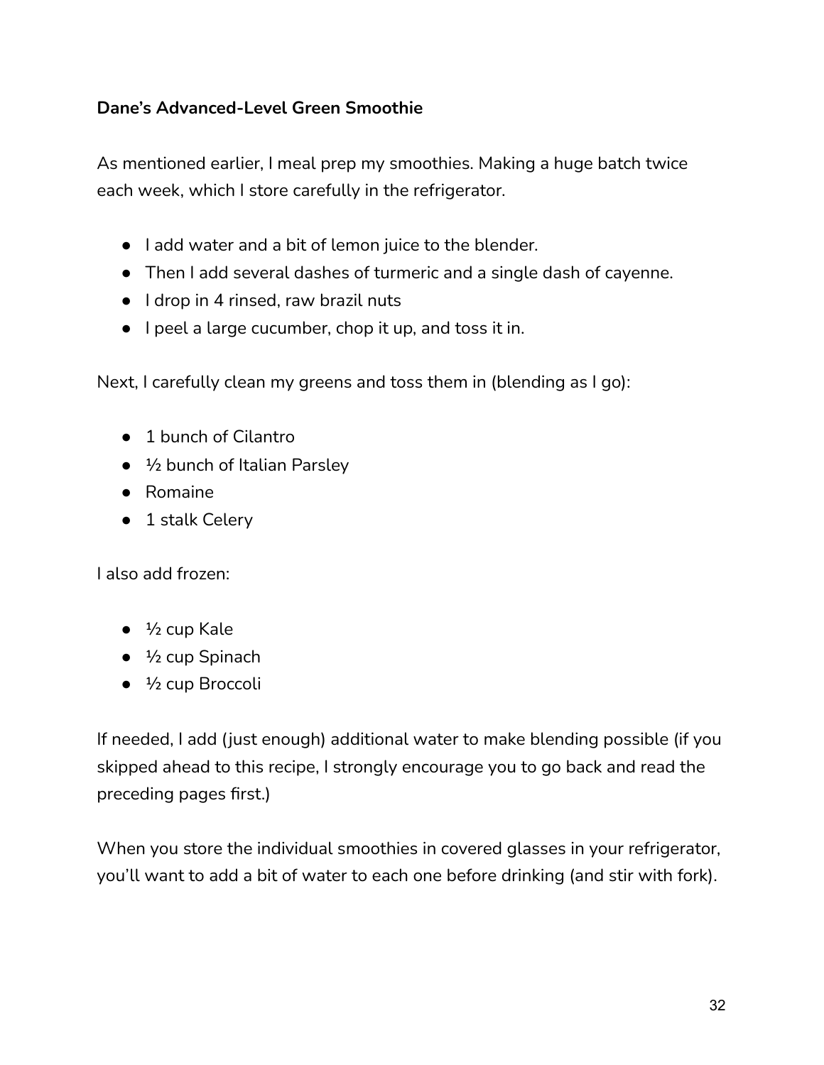**Dane’s Advanced-Level Green Smoothie**

As mentioned earlier, I meal prep my smoothies. Making a huge batch twice each week, which I store carefully in the refrigerator.

- I add water and a bit of lemon juice to the blender.
- Then I add several dashes of turmeric and a single dash of cayenne.
- I drop in 4 rinsed, raw brazil nuts
- I peel a large cucumber, chop it up, and toss it in.

Next, I carefully clean my greens and toss them in (blending as I go):

- 1 bunch of Cilantro
- ½ bunch of Italian Parsley
- Romaine
- 1 stalk Celery

I also add frozen:

- ½ cup Kale
- ½ cup Spinach
- ½ cup Broccoli

If needed, I add (just enough) additional water to make blending possible (if you skipped ahead to this recipe, I strongly encourage you to go back and read the preceding pages first.)

When you store the individual smoothies in covered glasses in your refrigerator, you’ll want to add a bit of water to each one before drinking (and stir with fork).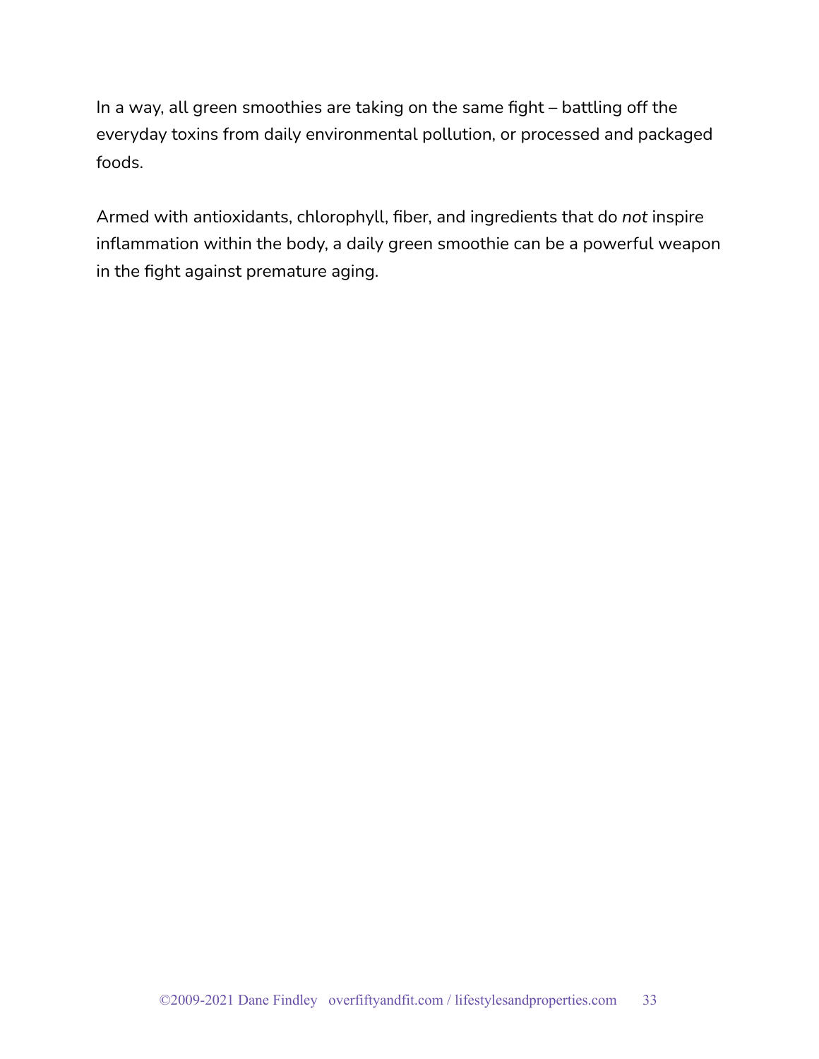In a way, all green smoothies are taking on the same fight – battling off the everyday toxins from daily environmental pollution, or processed and packaged foods.

Armed with antioxidants, chlorophyll, fiber, and ingredients that do *not* inspire inflammation within the body, a daily green smoothie can be a powerful weapon in the fight against premature aging.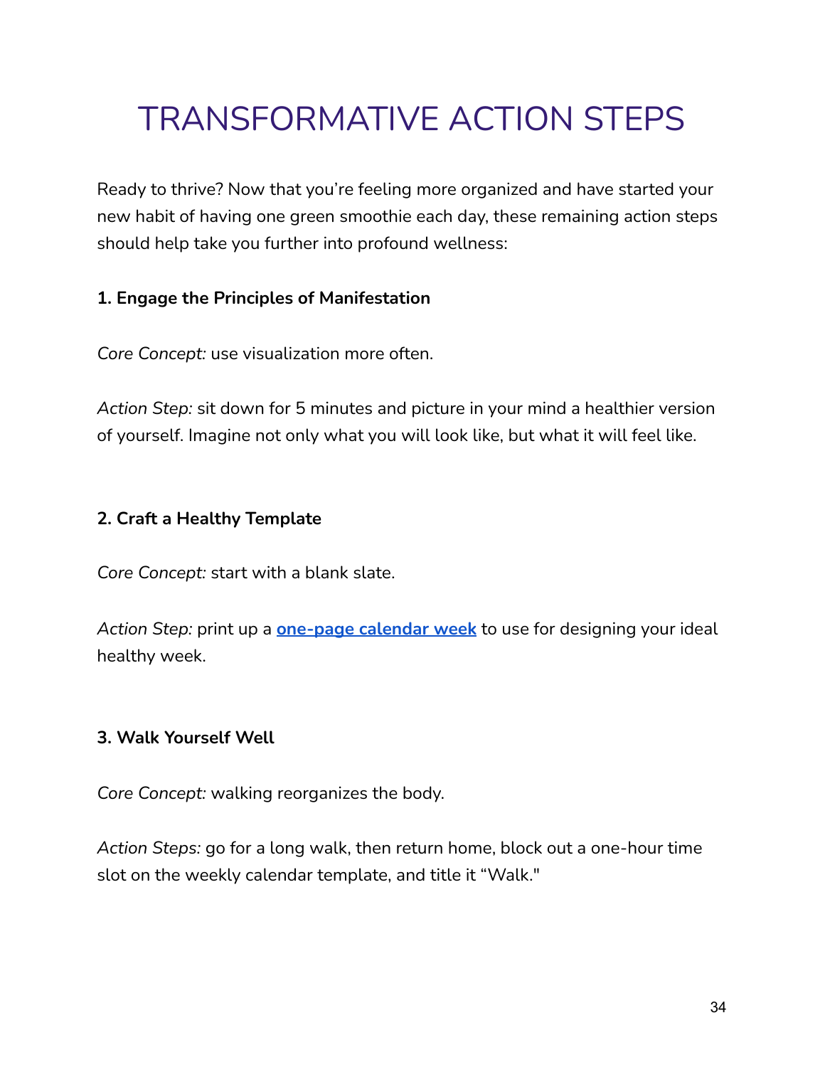# TRANSFORMATIVE ACTION STEPS

Ready to thrive? Now that you're feeling more organized and have started your new habit of having one green smoothie each day, these remaining action steps should help take you further into profound wellness:

**1. Engage the Principles of Manifestation**

*Core Concept:* use visualization more often.

*Action Step:* sit down for 5 minutes and picture in your mind a healthier version of yourself. Imagine not only what you will look like, but what it will feel like.

**2. Craft a Healthy Template**

*Core Concept:* start with a blank slate.

*Action Step:* print up a **one-page calendar week** to use for designing your ideal healthy week.

**3. Walk Yourself Well**

*Core Concept:* walking reorganizes the body.

*Action Steps:* go for a long walk, then return home, block out a one-hour time slot on the weekly calendar template, and title it "Walk."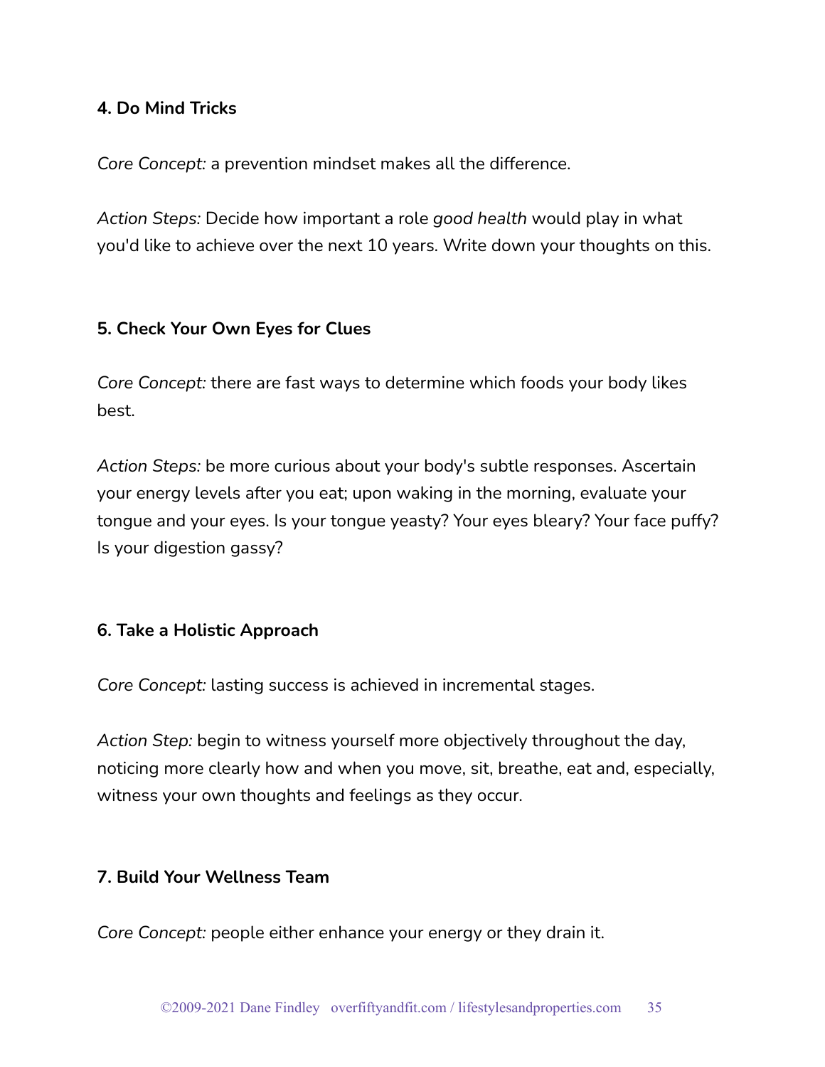**4. Do Mind Tricks**

*Core Concept:* a prevention mindset makes all the difference.

*Action Steps:* Decide how important a role *good health* would play in what you'd like to achieve over the next 10 years. Write down your thoughts on this.

**5. Check Your Own Eyes for Clues**

*Core Concept:* there are fast ways to determine which foods your body likes best.

*Action Steps:* be more curious about your body's subtle responses. Ascertain your energy levels after you eat; upon waking in the morning, evaluate your tongue and your eyes. Is your tongue yeasty? Your eyes bleary? Your face puffy? Is your digestion gassy?

**6. Take a Holistic Approach**

*Core Concept:* lasting success is achieved in incremental stages.

*Action Step:* begin to witness yourself more objectively throughout the day, noticing more clearly how and when you move, sit, breathe, eat and, especially, witness your own thoughts and feelings as they occur.

**7. Build Your Wellness Team**

*Core Concept:* people either enhance your energy or they drain it.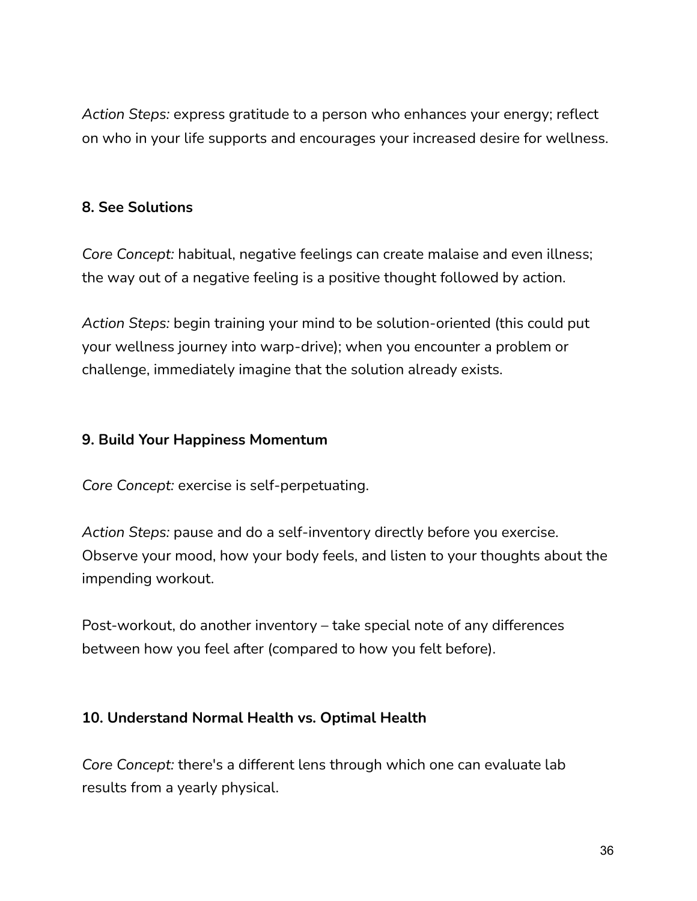*Action Steps:* express gratitude to a person who enhances your energy; reflect on who in your life supports and encourages your increased desire for wellness.

**8. See Solutions**

*Core Concept:* habitual, negative feelings can create malaise and even illness; the way out of a negative feeling is a positive thought followed by action.

*Action Steps:* begin training your mind to be solution-oriented (this could put your wellness journey into warp-drive); when you encounter a problem or challenge, immediately imagine that the solution already exists.

**9. Build Your Happiness Momentum**

*Core Concept:* exercise is self-perpetuating.

*Action Steps:* pause and do a self-inventory directly before you exercise. Observe your mood, how your body feels, and listen to your thoughts about the impending workout.

Post-workout, do another inventory – take special note of any differences between how you feel after (compared to how you felt before).

**10. Understand Normal Health vs. Optimal Health**

*Core Concept:* there's a different lens through which one can evaluate lab results from a yearly physical.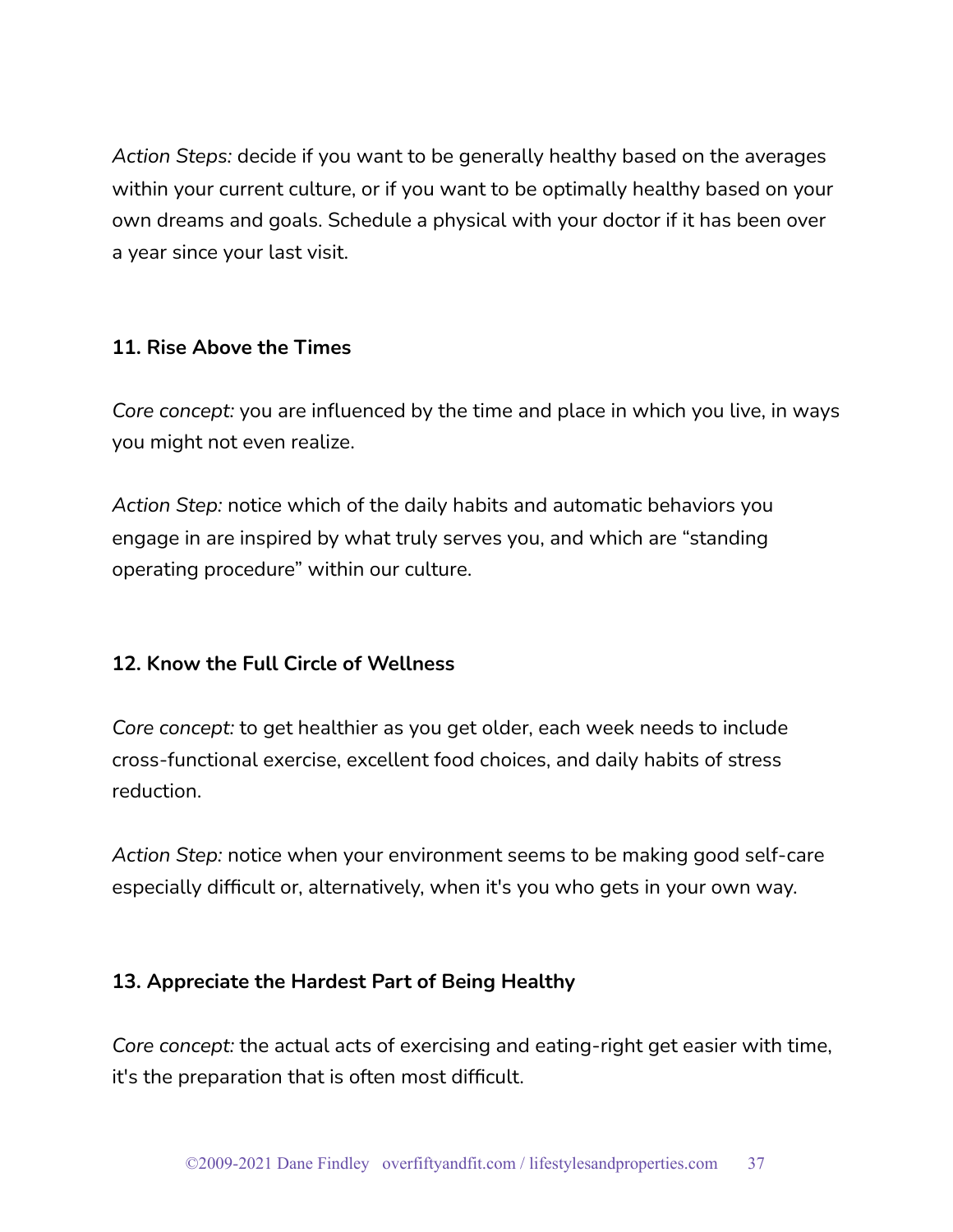*Action Steps:* decide if you want to be generally healthy based on the averages within your current culture, or if you want to be optimally healthy based on your own dreams and goals. Schedule a physical with your doctor if it has been over a year since your last visit.

**11. Rise Above the Times**

*Core concept:* you are influenced by the time and place in which you live, in ways you might not even realize.

*Action Step:* notice which of the daily habits and automatic behaviors you engage in are inspired by what truly serves you, and which are "standing operating procedure" within our culture.

**12. Know the Full Circle of Wellness**

*Core concept:* to get healthier as you get older, each week needs to include cross-functional exercise, excellent food choices, and daily habits of stress reduction.

*Action Step:* notice when your environment seems to be making good self-care especially difficult or, alternatively, when it's you who gets in your own way.

**13. Appreciate the Hardest Part of Being Healthy**

*Core concept:* the actual acts of exercising and eating-right get easier with time, it's the preparation that is often most difficult.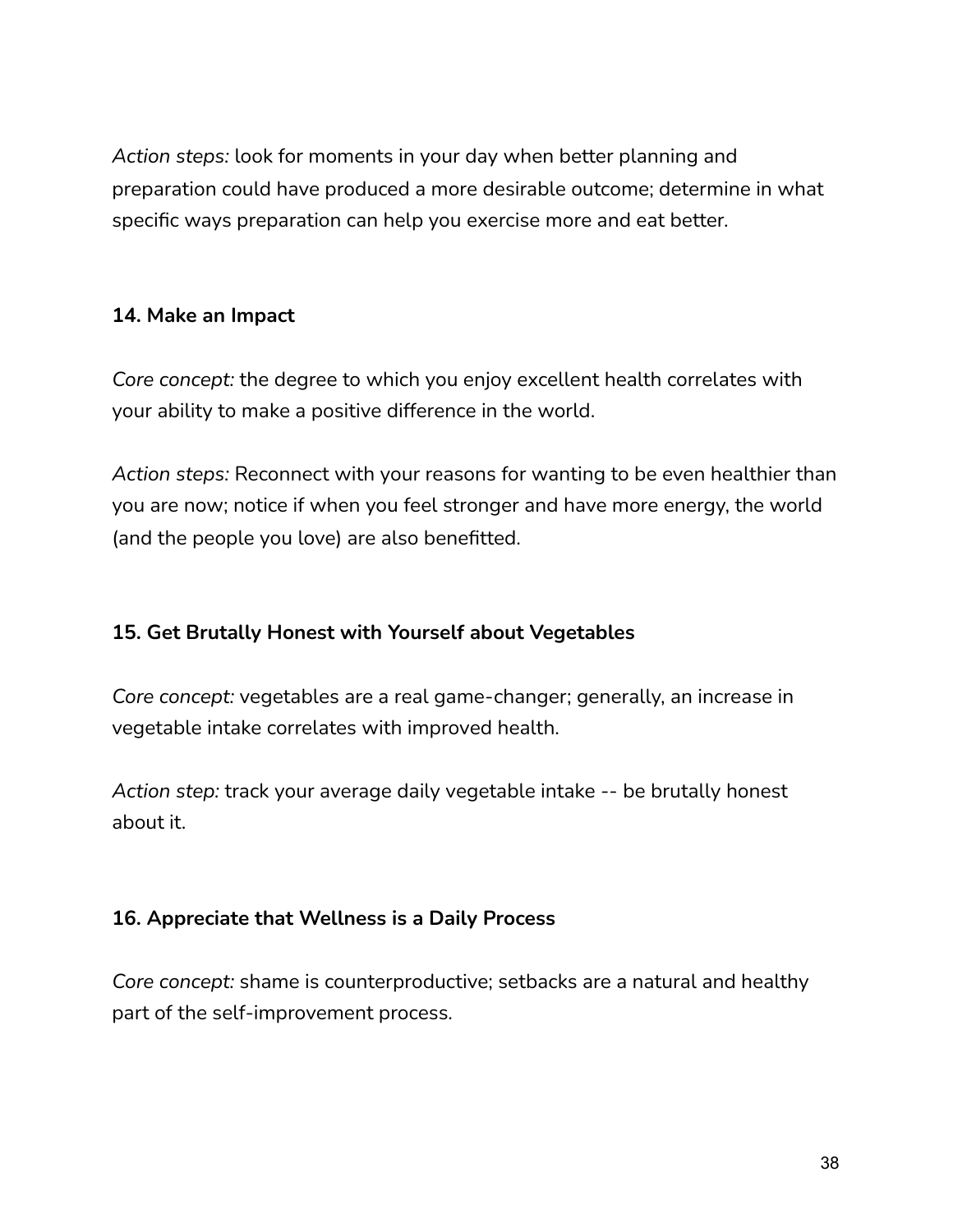*Action steps:* look for moments in your day when better planning and preparation could have produced a more desirable outcome; determine in what specific ways preparation can help you exercise more and eat better.

**14. Make an Impact**

*Core concept:* the degree to which you enjoy excellent health correlates with your ability to make a positive difference in the world.

*Action steps:* Reconnect with your reasons for wanting to be even healthier than you are now; notice if when you feel stronger and have more energy, the world (and the people you love) are also benefitted.

**15. Get Brutally Honest with Yourself about Vegetables**

*Core concept:* vegetables are a real game-changer; generally, an increase in vegetable intake correlates with improved health.

*Action step:* track your average daily vegetable intake -- be brutally honest about it.

**16. Appreciate that Wellness is a Daily Process**

*Core concept:* shame is counterproductive; setbacks are a natural and healthy part of the self-improvement process.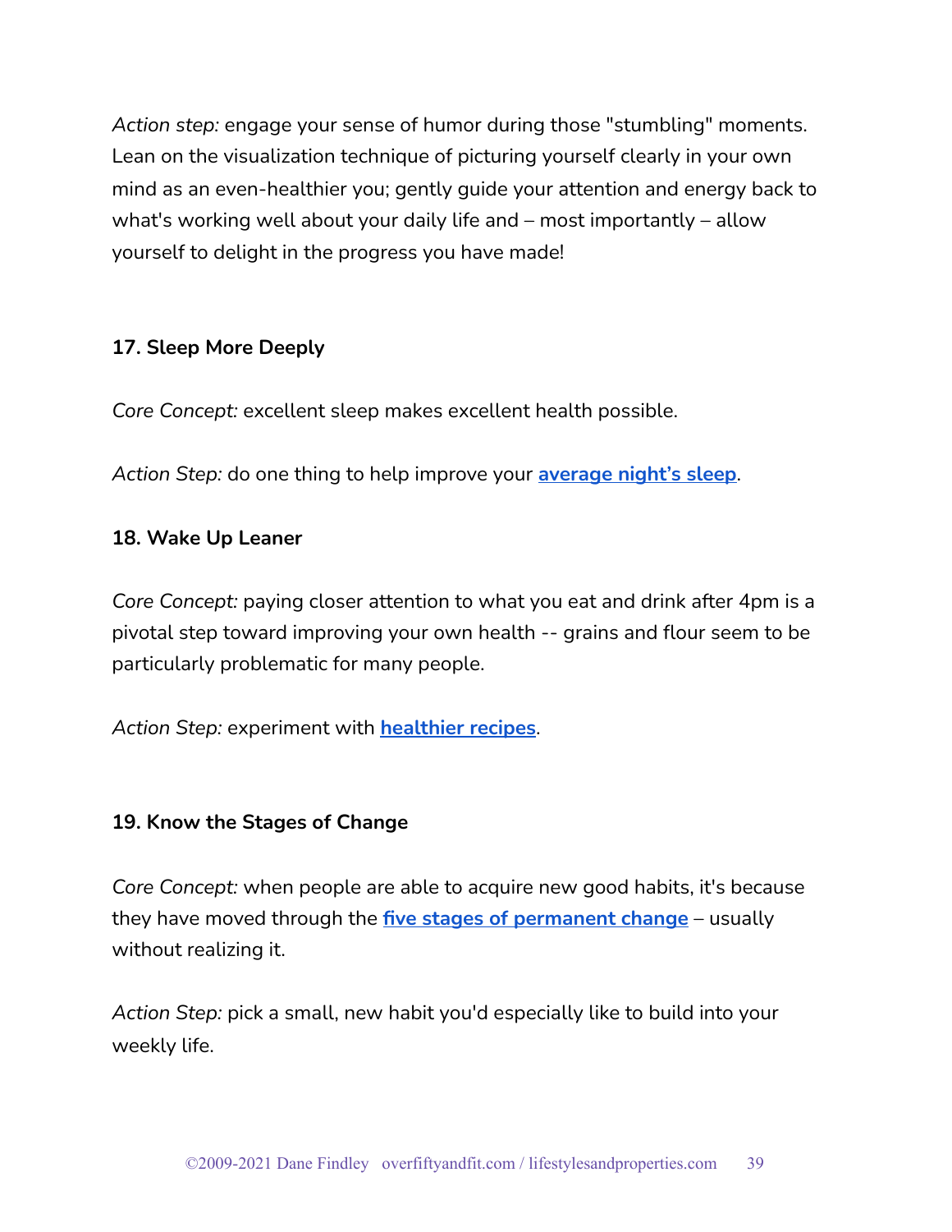*Action step:* engage your sense of humor during those "stumbling" moments. Lean on the visualization technique of picturing yourself clearly in your own mind as an even-healthier you; gently guide your attention and energy back to what's working well about your daily life and – most importantly – allow yourself to delight in the progress you have made!

**17. Sleep More Deeply**

*Core Concept:* excellent sleep makes excellent health possible.

*Action Step:* do one thing to help improve your **average night's sleep**.

**18. Wake Up Leaner**

*Core Concept:* paying closer attention to what you eat and drink after 4pm is a pivotal step toward improving your own health -- grains and flour seem to be particularly problematic for many people.

*Action Step:* experiment with **healthier recipes**.

**19. Know the Stages of Change**

*Core Concept:* when people are able to acquire new good habits, it's because they have moved through the **five stages of permanent change** – usually without realizing it.

*Action Step:* pick a small, new habit you'd especially like to build into your weekly life.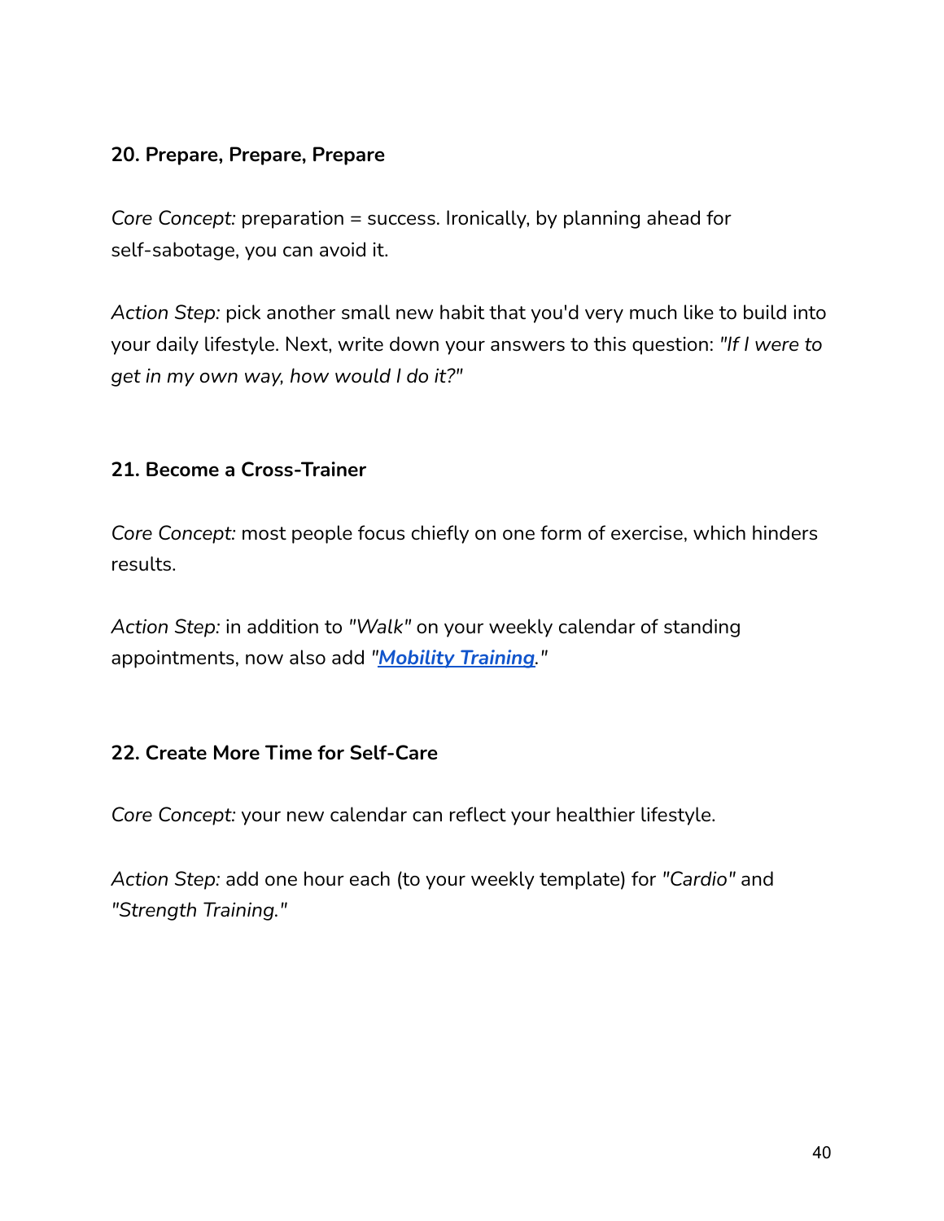**20. Prepare, Prepare, Prepare**

*Core Concept:* preparation = success. Ironically, by planning ahead for self-sabotage, you can avoid it.

*Action Step:* pick another small new habit that you'd very much like to build into your daily lifestyle. Next, write down your answers to this question: *"If I were to get in my own way, how would I do it?"*

**21. Become a Cross-Trainer**

*Core Concept:* most people focus chiefly on one form of exercise, which hinders results.

*Action Step:* in addition to *"Walk"* on your weekly calendar of standing appointments, now also add *"**Mobility Training**."*

**22. Create More Time for Self-Care**

*Core Concept:* your new calendar can reflect your healthier lifestyle.

*Action Step:* add one hour each (to your weekly template) for *"Cardio"* and *"Strength Training."*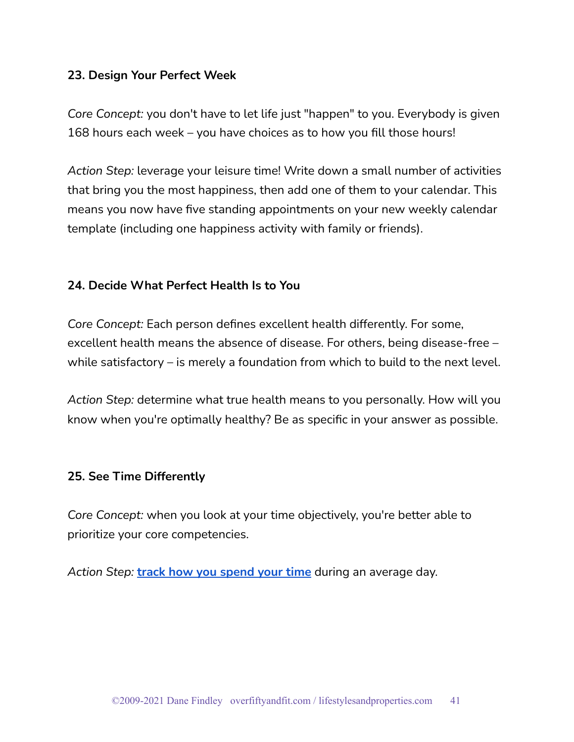**23. Design Your Perfect Week**

*Core Concept:* you don't have to let life just "happen" to you. Everybody is given 168 hours each week – you have choices as to how you fill those hours!

*Action Step:* leverage your leisure time! Write down a small number of activities that bring you the most happiness, then add one of them to your calendar. This means you now have five standing appointments on your new weekly calendar template (including one happiness activity with family or friends).

**24. Decide What Perfect Health Is to You**

*Core Concept:* Each person defines excellent health differently. For some, excellent health means the absence of disease. For others, being disease-free – while satisfactory – is merely a foundation from which to build to the next level.

*Action Step:* determine what true health means to you personally. How will you know when you're optimally healthy? Be as specific in your answer as possible.

**25. See Time Differently**

*Core Concept:* when you look at your time objectively, you're better able to prioritize your core competencies.

*Action Step:* **track how you spend your time** during an average day.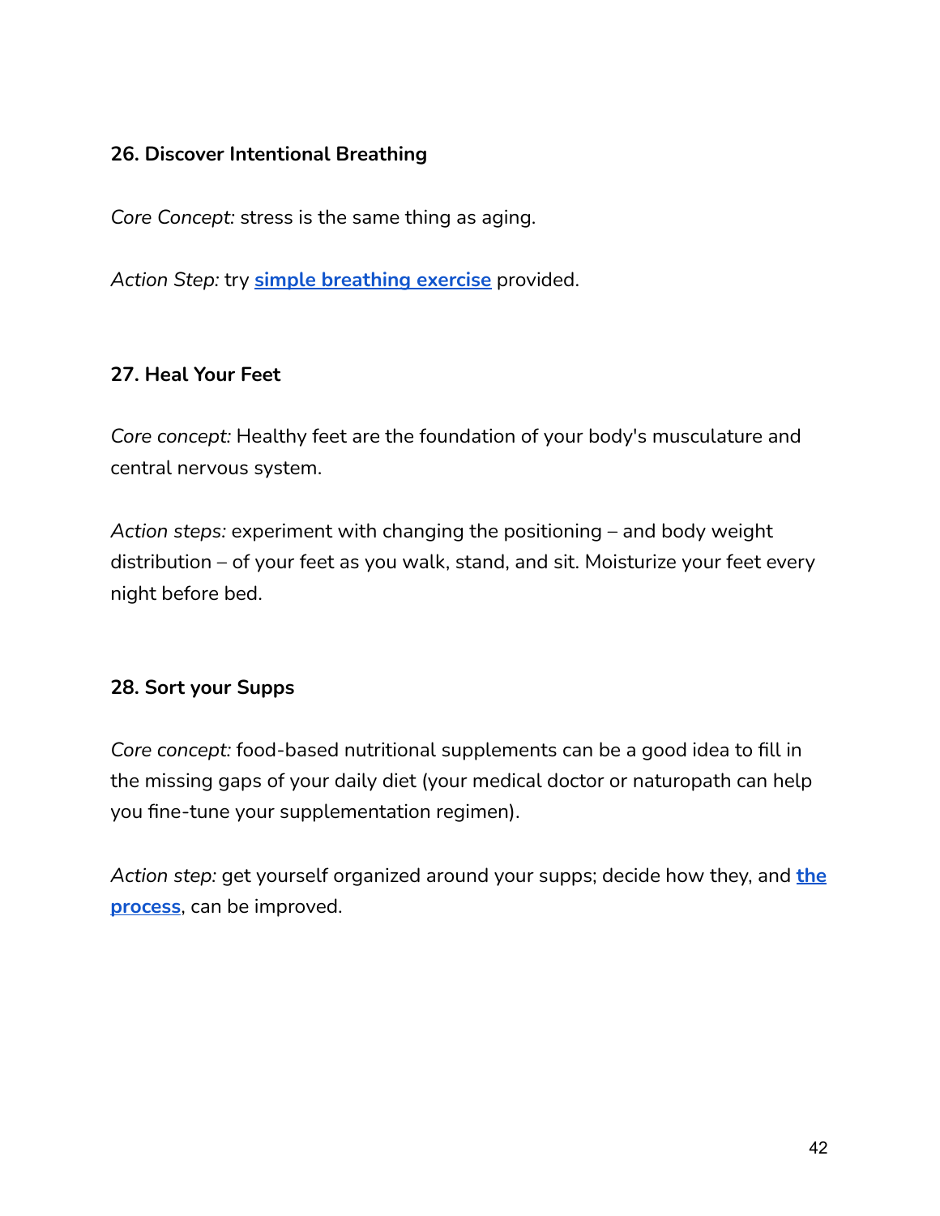### 26. Discover Intentional Breathing

*Core Concept:* stress is the same thing as aging.

*Action Step:* try **simple breathing exercise** provided.

### 27. Heal Your Feet

*Core concept:* Healthy feet are the foundation of your body's musculature and central nervous system.

*Action steps:* experiment with changing the positioning – and body weight distribution – of your feet as you walk, stand, and sit. Moisturize your feet every night before bed.

### 28. Sort your Supps

*Core concept:* food-based nutritional supplements can be a good idea to fill in the missing gaps of your daily diet (your medical doctor or naturopath can help you fine-tune your supplementation regimen).

*Action step:* get yourself organized around your supps; decide how they, and **the process**, can be improved.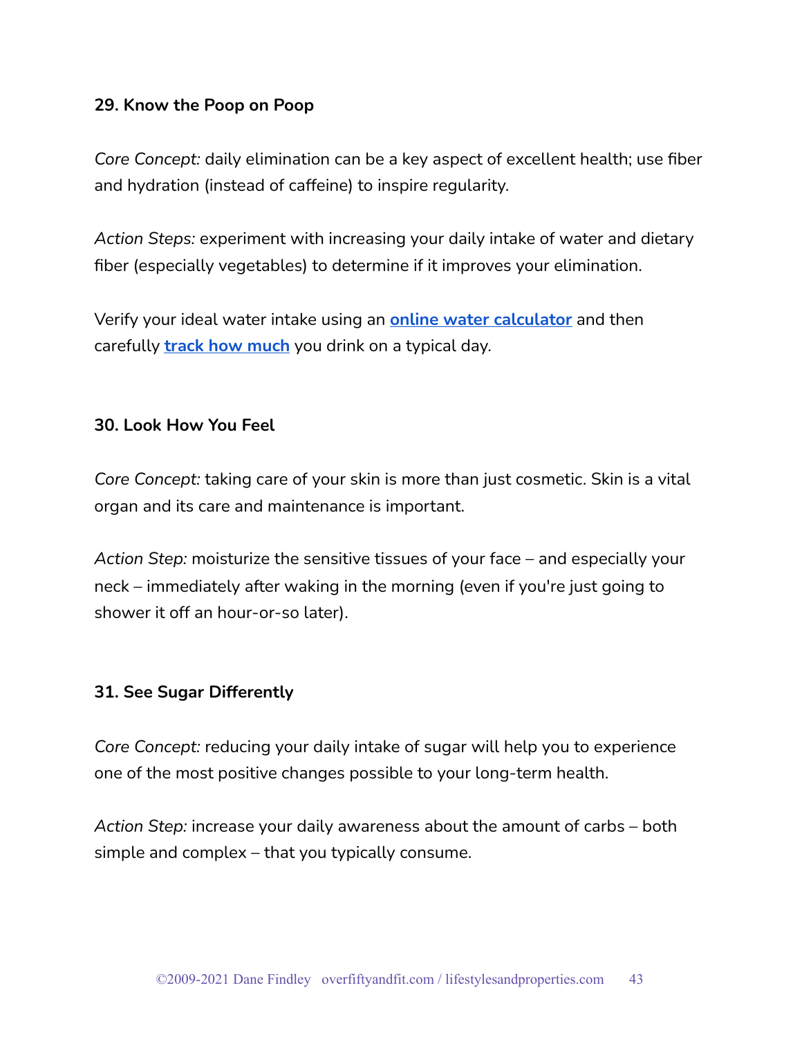**29. Know the Poop on Poop**

*Core Concept:* daily elimination can be a key aspect of excellent health; use fiber and hydration (instead of caffeine) to inspire regularity.

*Action Steps:* experiment with increasing your daily intake of water and dietary fiber (especially vegetables) to determine if it improves your elimination.

Verify your ideal water intake using an **online water calculator** and then carefully **track how much** you drink on a typical day.

**30. Look How You Feel**

*Core Concept:* taking care of your skin is more than just cosmetic. Skin is a vital organ and its care and maintenance is important.

*Action Step:* moisturize the sensitive tissues of your face – and especially your neck – immediately after waking in the morning (even if you're just going to shower it off an hour-or-so later).

**31. See Sugar Differently**

*Core Concept:* reducing your daily intake of sugar will help you to experience one of the most positive changes possible to your long-term health.

*Action Step:* increase your daily awareness about the amount of carbs – both simple and complex – that you typically consume.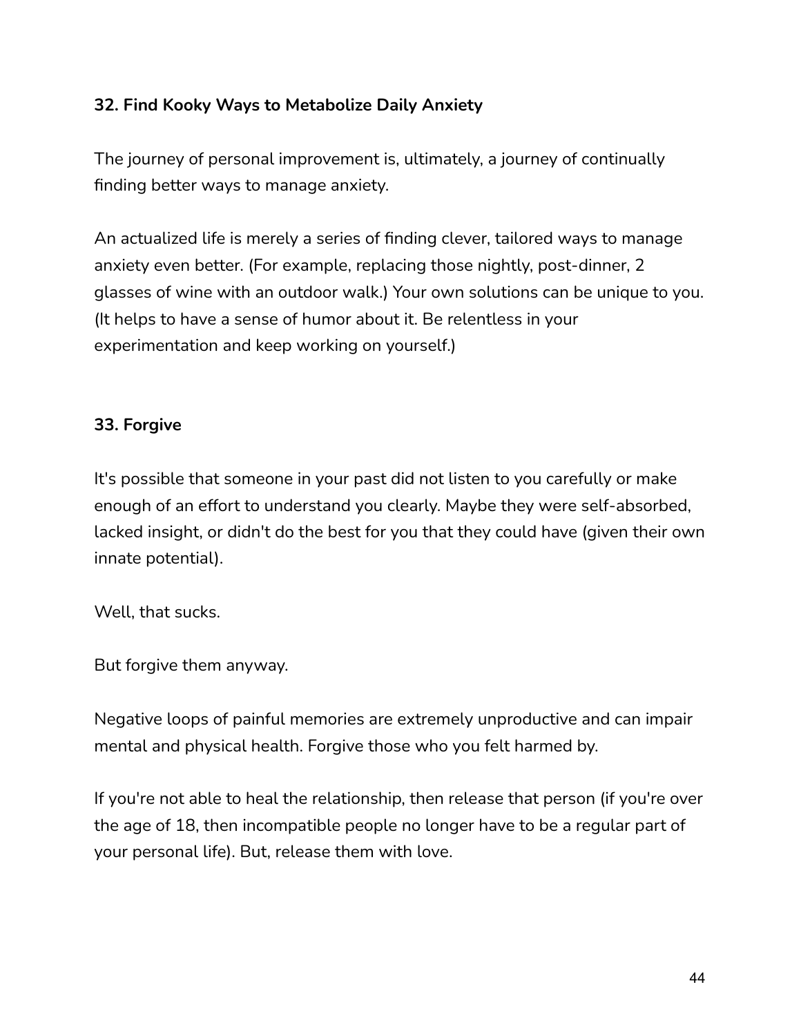### 32. Find Kooky Ways to Metabolize Daily Anxiety

The journey of personal improvement is, ultimately, a journey of continually finding better ways to manage anxiety.

An actualized life is merely a series of finding clever, tailored ways to manage anxiety even better. (For example, replacing those nightly, post-dinner, 2 glasses of wine with an outdoor walk.) Your own solutions can be unique to you. (It helps to have a sense of humor about it. Be relentless in your experimentation and keep working on yourself.)

### 33. Forgive

It's possible that someone in your past did not listen to you carefully or make enough of an effort to understand you clearly. Maybe they were self-absorbed, lacked insight, or didn't do the best for you that they could have (given their own innate potential).

Well, that sucks.

But forgive them anyway.

Negative loops of painful memories are extremely unproductive and can impair mental and physical health. Forgive those who you felt harmed by.

If you're not able to heal the relationship, then release that person (if you're over the age of 18, then incompatible people no longer have to be a regular part of your personal life). But, release them with love.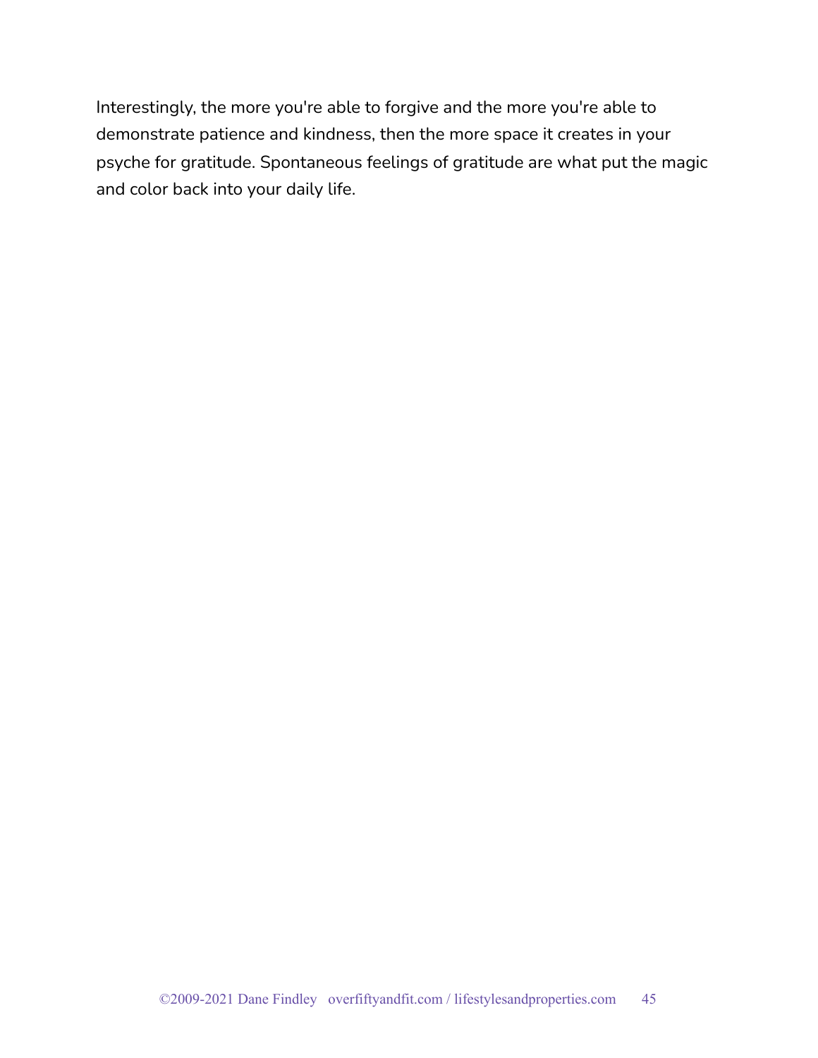Interestingly, the more you're able to forgive and the more you're able to demonstrate patience and kindness, then the more space it creates in your psyche for gratitude. Spontaneous feelings of gratitude are what put the magic and color back into your daily life.